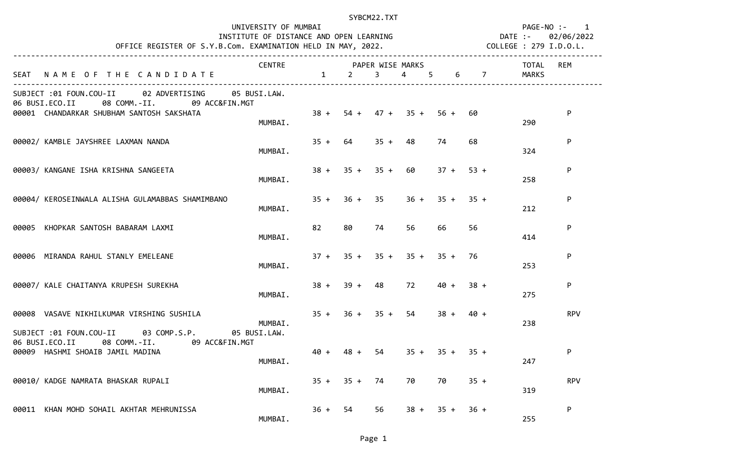SYBCM22.TXT

UNIVERSITY OF MUMBAI
INSTITUTE OF DISTANCE AND OPEN LEARNING
OFFICE REGISTER OF S.Y.B.Com. EXAMINATION HELD IN MAY, 2022.

PAGE-NO :- 1
DATE :- 02/06/2022
COLLEGE : 279 I.D.O.L.

SUBJECT :01 FOUN.COU-II 02 ADVERTISING 05 BUSI.LAW. 06 BUSI.ECO.II 08 COMM.-II. 09 ACC&FIN.MGT

| SEAT | NAME OF THE CANDIDATE | CENTRE | 1 | 2 | 3 | 4 | 5 | 6 | 7 | TOTAL MARKS | REM |
|---|---|---|---|---|---|---|---|---|---|---|---|
| 00001 | CHANDARKAR SHUBHAM SANTOSH SAKSHATA | MUMBAI. | 38 + | 54 + | 47 + | 35 + | 56 + | 60 | | 290 | P |
| 00002/ | KAMBLE JAYSHREE LAXMAN NANDA | MUMBAI. | 35 + | 64 | 35 + | 48 | 74 | 68 | | 324 | P |
| 00003/ | KANGANE ISHA KRISHNA SANGEETA | MUMBAI. | 38 + | 35 + | 35 + | 60 | 37 + | 53 + | | 258 | P |
| 00004/ | KEROSEINWALA ALISHA GULAMABBAS SHAMIMBANO | MUMBAI. | 35 + | 36 + | 35 | 36 + | 35 + | 35 + | | 212 | P |
| 00005 | KHOPKAR SANTOSH BABARAM LAXMI | MUMBAI. | 82 | 80 | 74 | 56 | 66 | 56 | | 414 | P |
| 00006 | MIRANDA RAHUL STANLY EMELEANE | MUMBAI. | 37 + | 35 + | 35 + | 35 + | 35 + | 76 | | 253 | P |
| 00007/ | KALE CHAITANYA KRUPESH SUREKHA | MUMBAI. | 38 + | 39 + | 48 | 72 | 40 + | 38 + | | 275 | P |
| 00008 | VASAVE NIKHILKUMAR VIRSHING SUSHILA | MUMBAI. | 35 + | 36 + | 35 + | 54 | 38 + | 40 + | | 238 | RPV |

SUBJECT :01 FOUN.COU-II 03 COMP.S.P. 05 BUSI.LAW. 06 BUSI.ECO.II 08 COMM.-II. 09 ACC&FIN.MGT

| SEAT | NAME OF THE CANDIDATE | CENTRE | 1 | 2 | 3 | 4 | 5 | 6 | 7 | TOTAL MARKS | REM |
|---|---|---|---|---|---|---|---|---|---|---|---|
| 00009 | HASHMI SHOAIB JAMIL MADINA | MUMBAI. | 40 + | 48 + | 54 | 35 + | 35 + | 35 + | | 247 | P |
| 00010/ | KADGE NAMRATA BHASKAR RUPALI | MUMBAI. | 35 + | 35 + | 74 | 70 | 70 | 35 + | | 319 | RPV |
| 00011 | KHAN MOHD SOHAIL AKHTAR MEHRUNISSA | MUMBAI. | 36 + | 54 | 56 | 38 + | 35 + | 36 + | | 255 | P |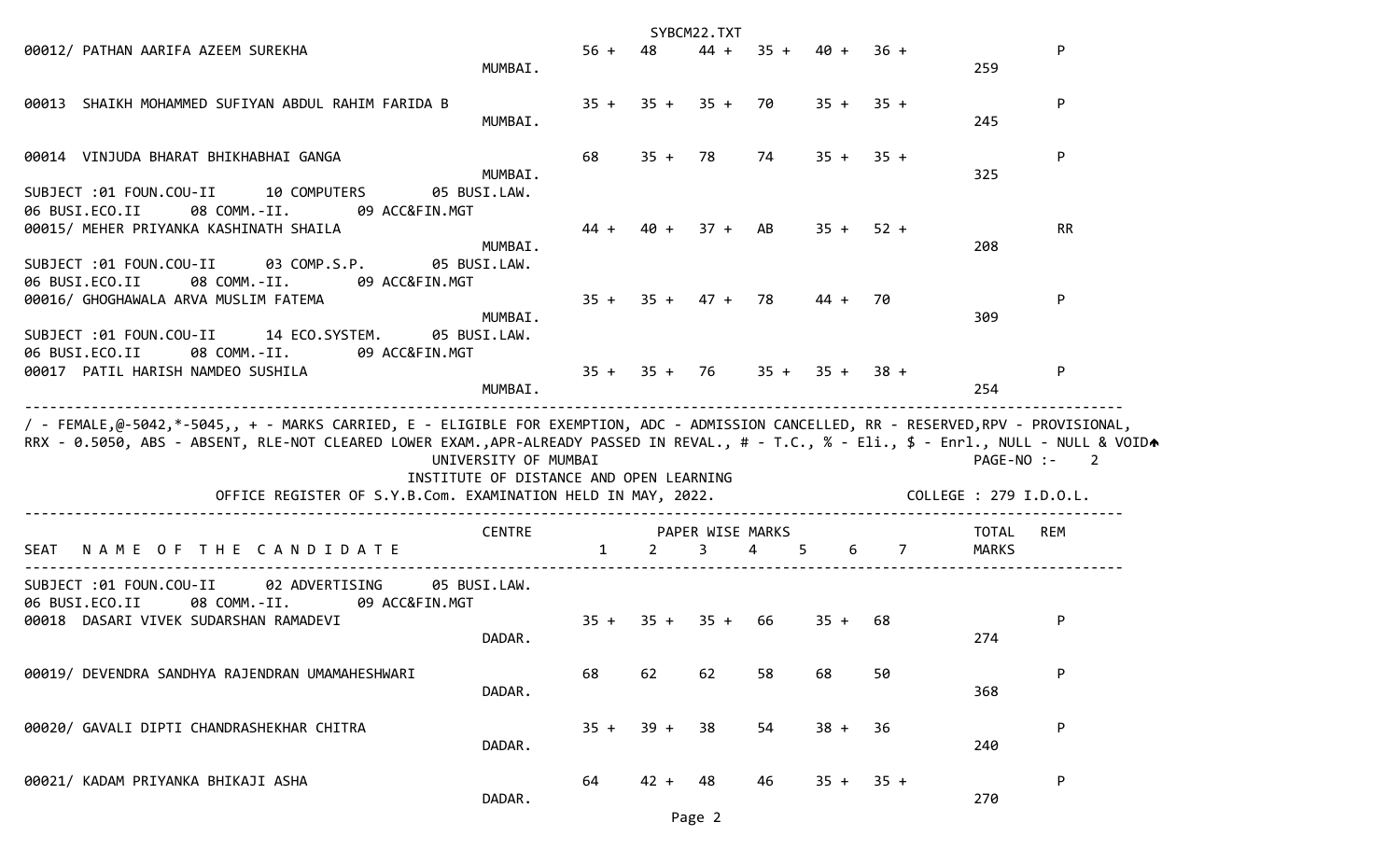| SEAT | NAME OF THE CANDIDATE | CENTRE | 1 | 2 | 3 | 4 | 5 | 6 | 7 | TOTAL MARKS | REM |
|---|---|---|---|---|---|---|---|---|---|---|---|
| 00012/ | PATHAN AARIFA AZEEM SUREKHA | MUMBAI. | 56 + | 48 | 44 + | 35 + | 40 + | 36 + | | 259 | P |
| 00013 | SHAIKH MOHAMMED SUFIYAN ABDUL RAHIM FARIDA B | MUMBAI. | 35 + | 35 + | 35 + | 70 | 35 + | 35 + | | 245 | P |
| 00014 | VINJUDA BHARAT BHIKHABHAI GANGA | MUMBAI. | 68 | 35 + | 78 | 74 | 35 + | 35 + | | 325 | P |

SUBJECT :01 FOUN.COU-II 10 COMPUTERS 05 BUSI.LAW.
06 BUSI.ECO.II 08 COMM.-II. 09 ACC&FIN.MGT

| SEAT | NAME OF THE CANDIDATE | CENTRE | 1 | 2 | 3 | 4 | 5 | 6 | 7 | TOTAL MARKS | REM |
|---|---|---|---|---|---|---|---|---|---|---|---|
| 00015/ | MEHER PRIYANKA KASHINATH SHAILA | MUMBAI. | 44 + | 40 + | 37 + | AB | 35 + | 52 + | | 208 | RR |

SUBJECT :01 FOUN.COU-II 03 COMP.S.P. 05 BUSI.LAW.
06 BUSI.ECO.II 08 COMM.-II. 09 ACC&FIN.MGT

| SEAT | NAME OF THE CANDIDATE | CENTRE | 1 | 2 | 3 | 4 | 5 | 6 | 7 | TOTAL MARKS | REM |
|---|---|---|---|---|---|---|---|---|---|---|---|
| 00016/ | GHOGHAWALA ARVA MUSLIM FATEMA | MUMBAI. | 35 + | 35 + | 47 + | 78 | 44 + | 70 | | 309 | P |

SUBJECT :01 FOUN.COU-II 14 ECO.SYSTEM. 05 BUSI.LAW.
06 BUSI.ECO.II 08 COMM.-II. 09 ACC&FIN.MGT

| SEAT | NAME OF THE CANDIDATE | CENTRE | 1 | 2 | 3 | 4 | 5 | 6 | 7 | TOTAL MARKS | REM |
|---|---|---|---|---|---|---|---|---|---|---|---|
| 00017 | PATIL HARISH NAMDEO SUSHILA | MUMBAI. | 35 + | 35 + | 76 | 35 + | 35 + | 38 + | | 254 | P |

/ - FEMALE,@-5042,*-5045,, + - MARKS CARRIED, E - ELIGIBLE FOR EXEMPTION, ADC - ADMISSION CANCELLED, RR - RESERVED,RPV - PROVISIONAL,
RRX - 0.5050, ABS - ABSENT, RLE-NOT CLEARED LOWER EXAM.,APR-ALREADY PASSED IN REVAL., # - T.C., % - Eli., $ - Enrl., NULL - NULL & VOID

UNIVERSITY OF MUMBAI
INSTITUTE OF DISTANCE AND OPEN LEARNING
OFFICE REGISTER OF S.Y.B.Com. EXAMINATION HELD IN MAY, 2022.

PAGE-NO :- 2
COLLEGE : 279 I.D.O.L.

SUBJECT :01 FOUN.COU-II 02 ADVERTISING 05 BUSI.LAW.
06 BUSI.ECO.II 08 COMM.-II. 09 ACC&FIN.MGT

| SEAT | NAME OF THE CANDIDATE | CENTRE | 1 | 2 | 3 | 4 | 5 | 6 | 7 | TOTAL MARKS | REM |
|---|---|---|---|---|---|---|---|---|---|---|---|
| 00018 | DASARI VIVEK SUDARSHAN RAMADEVI | DADAR. | 35 + | 35 + | 35 + | 66 | 35 + | 68 | | 274 | P |
| 00019/ | DEVENDRA SANDHYA RAJENDRAN UMAMAHESHWARI | DADAR. | 68 | 62 | 62 | 58 | 68 | 50 | | 368 | P |
| 00020/ | GAVALI DIPTI CHANDRASHEKHAR CHITRA | DADAR. | 35 + | 39 + | 38 | 54 | 38 + | 36 | | 240 | P |
| 00021/ | KADAM PRIYANKA BHIKAJI ASHA | DADAR. | 64 | 42 + | 48 | 46 | 35 + | 35 + | | 270 | P |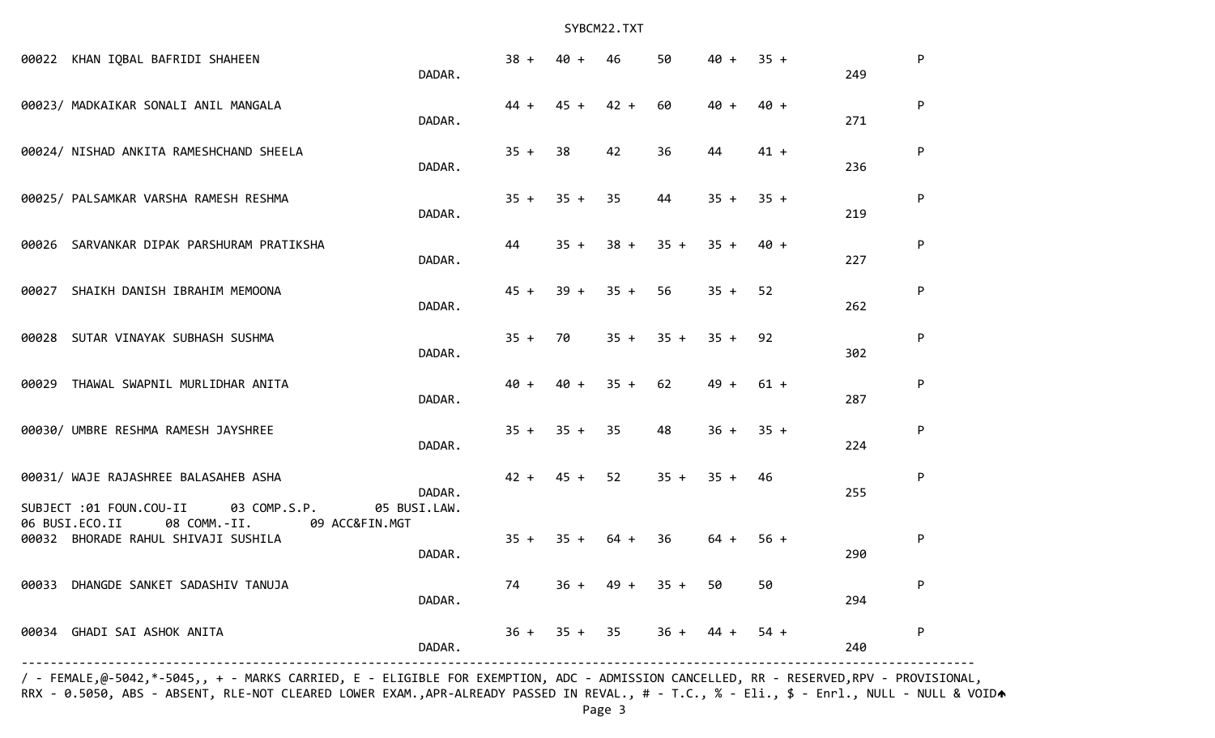| Seat No. | Name | College | 01 | 03 | 05 | 06 | 08 | 09 | Total | Result |
|---|---|---|---|---|---|---|---|---|---|---|
| 00022 | KHAN IQBAL BAFRIDI SHAHEEN | DADAR. | 38 + | 40 + | 46 | 50 | 40 + | 35 + | 249 | P |
| 00023/ | MADKAIKAR SONALI ANIL MANGALA | DADAR. | 44 + | 45 + | 42 + | 60 | 40 + | 40 + | 271 | P |
| 00024/ | NISHAD ANKITA RAMESHCHAND SHEELA | DADAR. | 35 + | 38 | 42 | 36 | 44 | 41 + | 236 | P |
| 00025/ | PALSAMKAR VARSHA RAMESH RESHMA | DADAR. | 35 + | 35 + | 35 | 44 | 35 + | 35 + | 219 | P |
| 00026 | SARVANKAR DIPAK PARSHURAM PRATIKSHA | DADAR. | 44 | 35 + | 38 + | 35 + | 35 + | 40 + | 227 | P |
| 00027 | SHAIKH DANISH IBRAHIM MEMOONA | DADAR. | 45 + | 39 + | 35 + | 56 | 35 + | 52 | 262 | P |
| 00028 | SUTAR VINAYAK SUBHASH SUSHMA | DADAR. | 35 + | 70 | 35 + | 35 + | 35 + | 92 | 302 | P |
| 00029 | THAWAL SWAPNIL MURLIDHAR ANITA | DADAR. | 40 + | 40 + | 35 + | 62 | 49 + | 61 + | 287 | P |
| 00030/ | UMBRE RESHMA RAMESH JAYSHREE | DADAR. | 35 + | 35 + | 35 | 48 | 36 + | 35 + | 224 | P |
| 00031/ | WAJE RAJASHREE BALASAHEB ASHA | DADAR. | 42 + | 45 + | 52 | 35 + | 35 + | 46 | 255 | P |

SUBJECT :01 FOUN.COU-II      03 COMP.S.P.      05 BUSI.LAW.
06 BUSI.ECO.II      08 COMM.-II.      09 ACC&FIN.MGT

| Seat No. | Name | College | 01 | 03 | 05 | 06 | 08 | 09 | Total | Result |
|---|---|---|---|---|---|---|---|---|---|---|
| 00032 | BHORADE RAHUL SHIVAJI SUSHILA | DADAR. | 35 + | 35 + | 64 + | 36 | 64 + | 56 + | 290 | P |
| 00033 | DHANGDE SANKET SADASHIV TANUJA | DADAR. | 74 | 36 + | 49 + | 35 + | 50 | 50 | 294 | P |
| 00034 | GHADI SAI ASHOK ANITA | DADAR. | 36 + | 35 + | 35 | 36 + | 44 + | 54 + | 240 | P |

/ - FEMALE,@-5042,*-5045,, + - MARKS CARRIED, E - ELIGIBLE FOR EXEMPTION, ADC - ADMISSION CANCELLED, RR - RESERVED,RPV - PROVISIONAL,
RRX - 0.5050, ABS - ABSENT, RLE-NOT CLEARED LOWER EXAM.,APR-ALREADY PASSED IN REVAL., # - T.C., % - Eli., $ - Enrl., NULL - NULL & VOID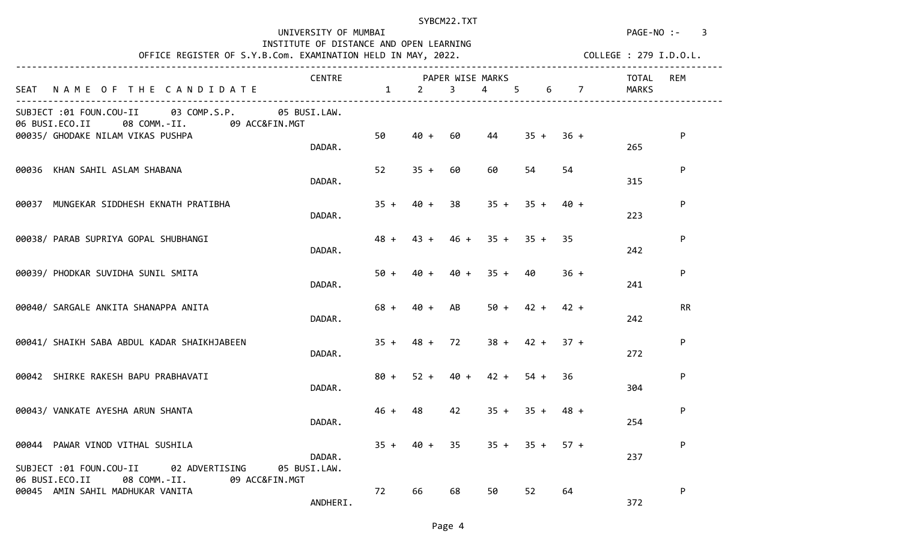UNIVERSITY OF MUMBAI

INSTITUTE OF DISTANCE AND OPEN LEARNING

OFFICE REGISTER OF S.Y.B.Com. EXAMINATION HELD IN MAY, 2022.

COLLEGE : 279 I.D.O.L.

SUBJECT :01 FOUN.COU-II 03 COMP.S.P. 05 BUSI.LAW. 06 BUSI.ECO.II 08 COMM.-II. 09 ACC&FIN.MGT

| SEAT | NAME OF THE CANDIDATE | CENTRE | 1 | 2 | 3 | 4 | 5 | 6 | 7 | TOTAL MARKS | REM |
|---|---|---|---|---|---|---|---|---|---|---|---|
| 00035/ | GHODAKE NILAM VIKAS PUSHPA | DADAR. | 50 | 40 + | 60 | 44 | 35 + | 36 + | | 265 | P |
| 00036 | KHAN SAHIL ASLAM SHABANA | DADAR. | 52 | 35 + | 60 | 60 | 54 | 54 | | 315 | P |
| 00037 | MUNGEKAR SIDDHESH EKNATH PRATIBHA | DADAR. | 35 + | 40 + | 38 | 35 + | 35 + | 40 + | | 223 | P |
| 00038/ | PARAB SUPRIYA GOPAL SHUBHANGI | DADAR. | 48 + | 43 + | 46 + | 35 + | 35 + | 35 | | 242 | P |
| 00039/ | PHODKAR SUVIDHA SUNIL SMITA | DADAR. | 50 + | 40 + | 40 + | 35 + | 40 | 36 + | | 241 | P |
| 00040/ | SARGALE ANKITA SHANAPPA ANITA | DADAR. | 68 + | 40 + | AB | 50 + | 42 + | 42 + | | 242 | RR |
| 00041/ | SHAIKH SABA ABDUL KADAR SHAIKHJABEEN | DADAR. | 35 + | 48 + | 72 | 38 + | 42 + | 37 + | | 272 | P |
| 00042 | SHIRKE RAKESH BAPU PRABHAVATI | DADAR. | 80 + | 52 + | 40 + | 42 + | 54 + | 36 | | 304 | P |
| 00043/ | VANKATE AYESHA ARUN SHANTA | DADAR. | 46 + | 48 | 42 | 35 + | 35 + | 48 + | | 254 | P |
| 00044 | PAWAR VINOD VITHAL SUSHILA | DADAR. | 35 + | 40 + | 35 | 35 + | 35 + | 57 + | | 237 | P |

SUBJECT :01 FOUN.COU-II 02 ADVERTISING 05 BUSI.LAW. 06 BUSI.ECO.II 08 COMM.-II. 09 ACC&FIN.MGT

| SEAT | NAME OF THE CANDIDATE | CENTRE | 1 | 2 | 3 | 4 | 5 | 6 | 7 | TOTAL MARKS | REM |
|---|---|---|---|---|---|---|---|---|---|---|---|
| 00045 | AMIN SAHIL MADHUKAR VANITA | ANDHERI. | 72 | 66 | 68 | 50 | 52 | 64 | | 372 | P |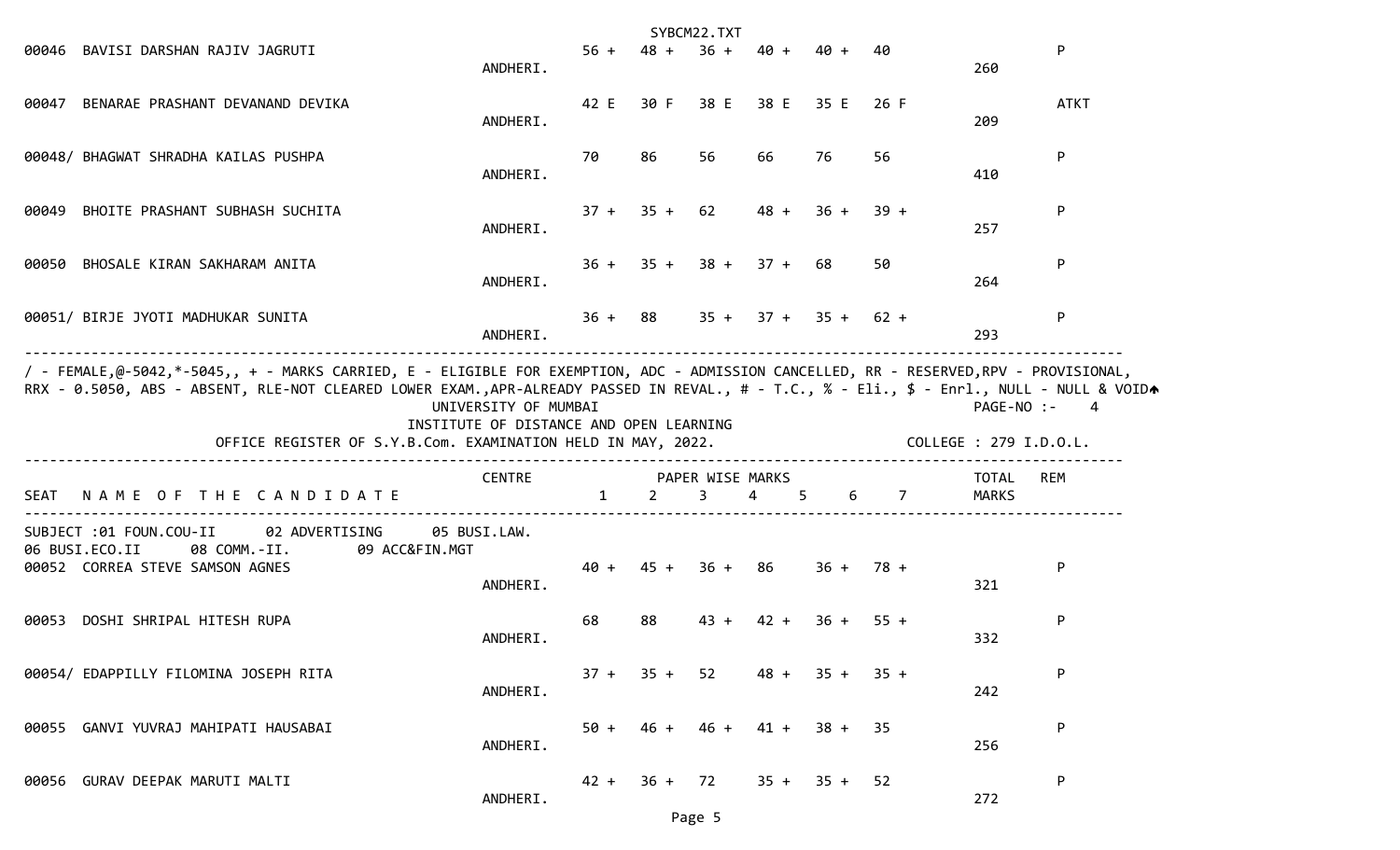| SEAT | NAME OF THE CANDIDATE | CENTRE | 1 | 2 | 3 | 4 | 5 | 6 | 7 | TOTAL MARKS | REM |
|---|---|---|---|---|---|---|---|---|---|---|---|
| 00046 | BAVISI DARSHAN RAJIV JAGRUTI | ANDHERI. | 56 + | 48 + | 36 + | 40 + | 40 + | 40 | | 260 | P |
| 00047 | BENARAE PRASHANT DEVANAND DEVIKA | ANDHERI. | 42 E | 30 F | 38 E | 38 E | 35 E | 26 F | | 209 | ATKT |
| 00048/ | BHAGWAT SHRADHA KAILAS PUSHPA | ANDHERI. | 70 | 86 | 56 | 66 | 76 | 56 | | 410 | P |
| 00049 | BHOITE PRASHANT SUBHASH SUCHITA | ANDHERI. | 37 + | 35 + | 62 | 48 + | 36 + | 39 + | | 257 | P |
| 00050 | BHOSALE KIRAN SAKHARAM ANITA | ANDHERI. | 36 + | 35 + | 38 + | 37 + | 68 | 50 | | 264 | P |
| 00051/ | BIRJE JYOTI MADHUKAR SUNITA | ANDHERI. | 36 + | 88 | 35 + | 37 + | 35 + | 62 + | | 293 | P |

/ - FEMALE,@-5042,*-5045,, + - MARKS CARRIED, E - ELIGIBLE FOR EXEMPTION, ADC - ADMISSION CANCELLED, RR - RESERVED,RPV - PROVISIONAL, RRX - 0.5050, ABS - ABSENT, RLE-NOT CLEARED LOWER EXAM.,APR-ALREADY PASSED IN REVAL., # - T.C., % - Eli., $ - Enrl., NULL - NULL & VOID

UNIVERSITY OF MUMBAI
INSTITUTE OF DISTANCE AND OPEN LEARNING
OFFICE REGISTER OF S.Y.B.Com. EXAMINATION HELD IN MAY, 2022.

PAGE-NO :- 4
COLLEGE : 279 I.D.O.L.

SUBJECT :01 FOUN.COU-II 02 ADVERTISING 05 BUSI.LAW. 06 BUSI.ECO.II 08 COMM.-II. 09 ACC&FIN.MGT

| SEAT | NAME OF THE CANDIDATE | CENTRE | 1 | 2 | 3 | 4 | 5 | 6 | 7 | TOTAL MARKS | REM |
|---|---|---|---|---|---|---|---|---|---|---|---|
| 00052 | CORREA STEVE SAMSON AGNES | ANDHERI. | 40 + | 45 + | 36 + | 86 | 36 + | 78 + | | 321 | P |
| 00053 | DOSHI SHRIPAL HITESH RUPA | ANDHERI. | 68 | 88 | 43 + | 42 + | 36 + | 55 + | | 332 | P |
| 00054/ | EDAPPILLY FILOMINA JOSEPH RITA | ANDHERI. | 37 + | 35 + | 52 | 48 + | 35 + | 35 + | | 242 | P |
| 00055 | GANVI YUVRAJ MAHIPATI HAUSABAI | ANDHERI. | 50 + | 46 + | 46 + | 41 + | 38 + | 35 | | 256 | P |
| 00056 | GURAV DEEPAK MARUTI MALTI | ANDHERI. | 42 + | 36 + | 72 | 35 + | 35 + | 52 | | 272 | P |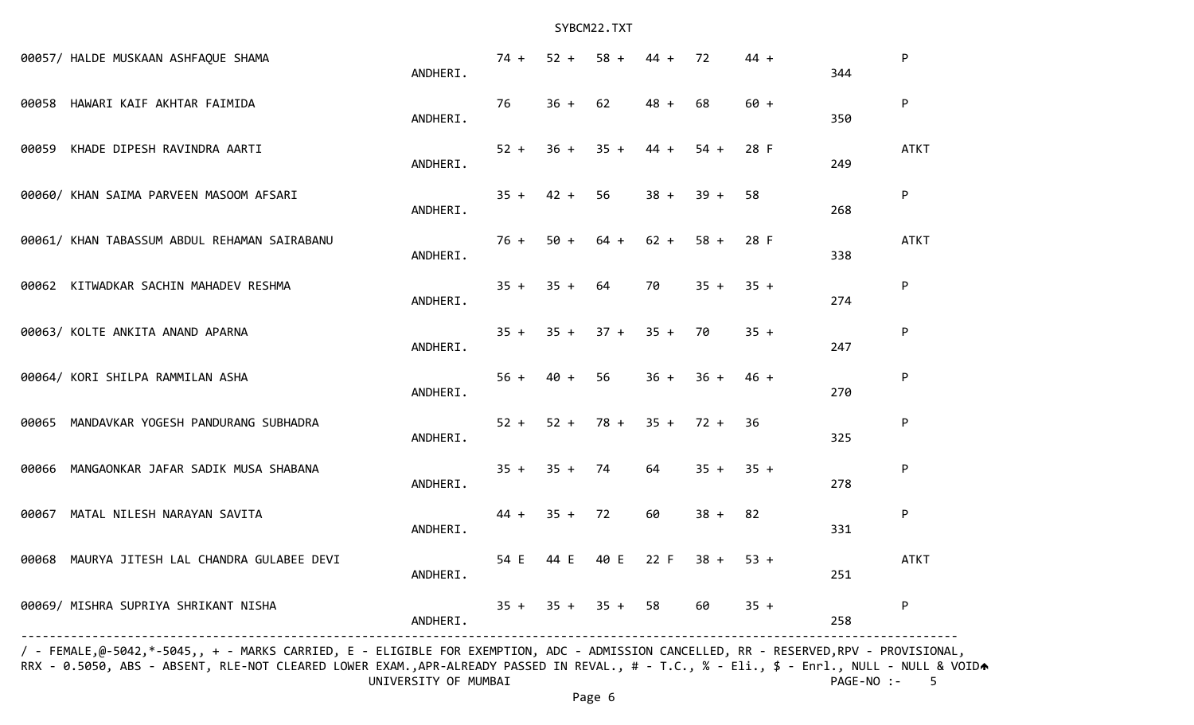| Seat No. | Name | College | Sub 1 | Sub 2 | Sub 3 | Sub 4 | Sub 5 | Sub 6 | Total | Result |
|---|---|---|---|---|---|---|---|---|---|---|
| 00057/ | HALDE MUSKAAN ASHFAQUE SHAMA | ANDHERI. | 74 + | 52 + | 58 + | 44 + | 72 | 44 + | 344 | P |
| 00058 | HAWARI KAIF AKHTAR FAIMIDA | ANDHERI. | 76 | 36 + | 62 | 48 + | 68 | 60 + | 350 | P |
| 00059 | KHADE DIPESH RAVINDRA AARTI | ANDHERI. | 52 + | 36 + | 35 + | 44 + | 54 + | 28 F | 249 | ATKT |
| 00060/ | KHAN SAIMA PARVEEN MASOOM AFSARI | ANDHERI. | 35 + | 42 + | 56 | 38 + | 39 + | 58 | 268 | P |
| 00061/ | KHAN TABASSUM ABDUL REHAMAN SAIRABANU | ANDHERI. | 76 + | 50 + | 64 + | 62 + | 58 + | 28 F | 338 | ATKT |
| 00062 | KITWADKAR SACHIN MAHADEV RESHMA | ANDHERI. | 35 + | 35 + | 64 | 70 | 35 + | 35 + | 274 | P |
| 00063/ | KOLTE ANKITA ANAND APARNA | ANDHERI. | 35 + | 35 + | 37 + | 35 + | 70 | 35 + | 247 | P |
| 00064/ | KORI SHILPA RAMMILAN ASHA | ANDHERI. | 56 + | 40 + | 56 | 36 + | 36 + | 46 + | 270 | P |
| 00065 | MANDAVKAR YOGESH PANDURANG SUBHADRA | ANDHERI. | 52 + | 52 + | 78 + | 35 + | 72 + | 36 | 325 | P |
| 00066 | MANGAONKAR JAFAR SADIK MUSA SHABANA | ANDHERI. | 35 + | 35 + | 74 | 64 | 35 + | 35 + | 278 | P |
| 00067 | MATAL NILESH NARAYAN SAVITA | ANDHERI. | 44 + | 35 + | 72 | 60 | 38 + | 82 | 331 | P |
| 00068 | MAURYA JITESH LAL CHANDRA GULABEE DEVI | ANDHERI. | 54 E | 44 E | 40 E | 22 F | 38 + | 53 + | 251 | ATKT |
| 00069/ | MISHRA SUPRIYA SHRIKANT NISHA | ANDHERI. | 35 + | 35 + | 35 + | 58 | 60 | 35 + | 258 | P |

/ - FEMALE,@-5042,*-5045,, + - MARKS CARRIED, E - ELIGIBLE FOR EXEMPTION, ADC - ADMISSION CANCELLED, RR - RESERVED,RPV - PROVISIONAL, RRX - 0.5050, ABS - ABSENT, RLE-NOT CLEARED LOWER EXAM.,APR-ALREADY PASSED IN REVAL., # - T.C., % - Eli., $ - Enrl., NULL - NULL & VOID

UNIVERSITY OF MUMBAI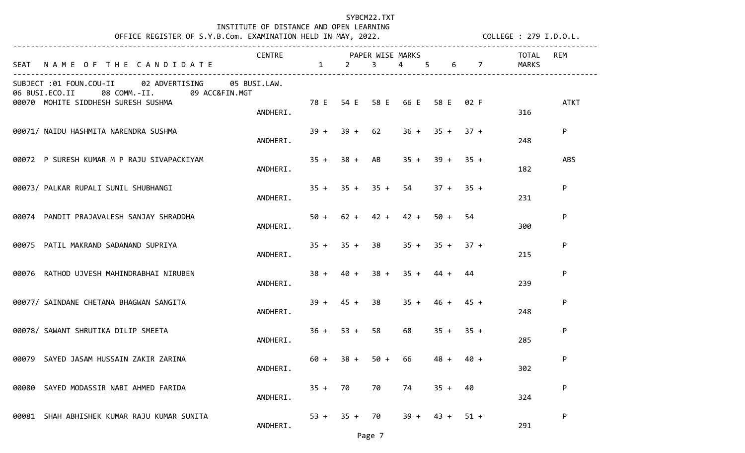SYBCM22.TXT

INSTITUTE OF DISTANCE AND OPEN LEARNING

OFFICE REGISTER OF S.Y.B.Com. EXAMINATION HELD IN MAY, 2022. COLLEGE : 279 I.D.O.L.

SUBJECT :01 FOUN.COU-II 02 ADVERTISING 05 BUSI.LAW. 06 BUSI.ECO.II 08 COMM.-II. 09 ACC&FIN.MGT

| SEAT | NAME OF THE CANDIDATE | CENTRE | 1 | 2 | 3 | 4 | 5 | 6 | 7 | TOTAL MARKS | REM |
|---|---|---|---|---|---|---|---|---|---|---|---|
| 00070 | MOHITE SIDDHESH SURESH SUSHMA | ANDHERI. | 78 E | 54 E | 58 E | 66 E | 58 E | 02 F | | 316 | ATKT |
| 00071/ | NAIDU HASHMITA NARENDRA SUSHMA | ANDHERI. | 39 + | 39 + | 62 | 36 + | 35 + | 37 + | | 248 | P |
| 00072 | P SURESH KUMAR M P RAJU SIVAPACKIYAM | ANDHERI. | 35 + | 38 + | AB | 35 + | 39 + | 35 + | | 182 | ABS |
| 00073/ | PALKAR RUPALI SUNIL SHUBHANGI | ANDHERI. | 35 + | 35 + | 35 + | 54 | 37 + | 35 + | | 231 | P |
| 00074 | PANDIT PRAJAVALESH SANJAY SHRADDHA | ANDHERI. | 50 + | 62 + | 42 + | 42 + | 50 + | 54 | | 300 | P |
| 00075 | PATIL MAKRAND SADANAND SUPRIYA | ANDHERI. | 35 + | 35 + | 38 | 35 + | 35 + | 37 + | | 215 | P |
| 00076 | RATHOD UJVESH MAHINDRABHAI NIRUBEN | ANDHERI. | 38 + | 40 + | 38 + | 35 + | 44 + | 44 | | 239 | P |
| 00077/ | SAINDANE CHETANA BHAGWAN SANGITA | ANDHERI. | 39 + | 45 + | 38 | 35 + | 46 + | 45 + | | 248 | P |
| 00078/ | SAWANT SHRUTIKA DILIP SMEETA | ANDHERI. | 36 + | 53 + | 58 | 68 | 35 + | 35 + | | 285 | P |
| 00079 | SAYED JASAM HUSSAIN ZAKIR ZARINA | ANDHERI. | 60 + | 38 + | 50 + | 66 | 48 + | 40 + | | 302 | P |
| 00080 | SAYED MODASSIR NABI AHMED FARIDA | ANDHERI. | 35 + | 70 | 70 | 74 | 35 + | 40 | | 324 | P |
| 00081 | SHAH ABHISHEK KUMAR RAJU KUMAR SUNITA | ANDHERI. | 53 + | 35 + | 70 | 39 + | 43 + | 51 + | | 291 | P |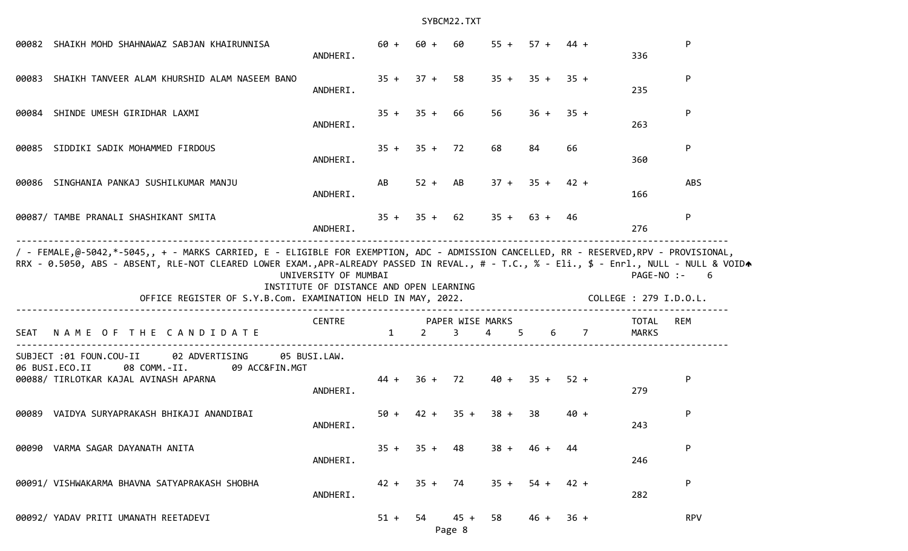| SEAT | NAME OF THE CANDIDATE | CENTRE | 1 | 2 | 3 | 4 | 5 | 6 | 7 | TOTAL MARKS | REM |
|---|---|---|---|---|---|---|---|---|---|---|---|
| 00082 | SHAIKH MOHD SHAHNAWAZ SABJAN KHAIRUNNISA | ANDHERI. | 60 + | 60 + | 60 | 55 + | 57 + | 44 + | | 336 | P |
| 00083 | SHAIKH TANVEER ALAM KHURSHID ALAM NASEEM BANO | ANDHERI. | 35 + | 37 + | 58 | 35 + | 35 + | 35 + | | 235 | P |
| 00084 | SHINDE UMESH GIRIDHAR LAXMI | ANDHERI. | 35 + | 35 + | 66 | 56 | 36 + | 35 + | | 263 | P |
| 00085 | SIDDIKI SADIK MOHAMMED FIRDOUS | ANDHERI. | 35 + | 35 + | 72 | 68 | 84 | 66 | | 360 | P |
| 00086 | SINGHANIA PANKAJ SUSHILKUMAR MANJU | ANDHERI. | AB | 52 + | AB | 37 + | 35 + | 42 + | | 166 | ABS |
| 00087/ | TAMBE PRANALI SHASHIKANT SMITA | ANDHERI. | 35 + | 35 + | 62 | 35 + | 63 + | 46 | | 276 | P |

/ - FEMALE,@-5042,*-5045,, + - MARKS CARRIED, E - ELIGIBLE FOR EXEMPTION, ADC - ADMISSION CANCELLED, RR - RESERVED,RPV - PROVISIONAL,
RRX - 0.5050, ABS - ABSENT, RLE-NOT CLEARED LOWER EXAM.,APR-ALREADY PASSED IN REVAL., # - T.C., % - Eli., $ - Enrl., NULL - NULL & VOID

PAGE-NO :- 6

UNIVERSITY OF MUMBAI
INSTITUTE OF DISTANCE AND OPEN LEARNING
OFFICE REGISTER OF S.Y.B.Com. EXAMINATION HELD IN MAY, 2022. COLLEGE : 279 I.D.O.L.

SUBJECT :01 FOUN.COU-II 02 ADVERTISING 05 BUSI.LAW.
06 BUSI.ECO.II 08 COMM.-II. 09 ACC&FIN.MGT

| SEAT | NAME OF THE CANDIDATE | CENTRE | 1 | 2 | 3 | 4 | 5 | 6 | 7 | TOTAL MARKS | REM |
|---|---|---|---|---|---|---|---|---|---|---|---|
| 00088/ | TIRLOTKAR KAJAL AVINASH APARNA | ANDHERI. | 44 + | 36 + | 72 | 40 + | 35 + | 52 + | | 279 | P |
| 00089 | VAIDYA SURYAPRAKASH BHIKAJI ANANDIBAI | ANDHERI. | 50 + | 42 + | 35 + | 38 + | 38 | 40 + | | 243 | P |
| 00090 | VARMA SAGAR DAYANATH ANITA | ANDHERI. | 35 + | 35 + | 48 | 38 + | 46 + | 44 | | 246 | P |
| 00091/ | VISHWAKARMA BHAVNA SATYAPRAKASH SHOBHA | ANDHERI. | 42 + | 35 + | 74 | 35 + | 54 + | 42 + | | 282 | P |
| 00092/ | YADAV PRITI UMANATH REETADEVI | | 51 + | 54 | 45 + | 58 | 46 + | 36 + | | | RPV |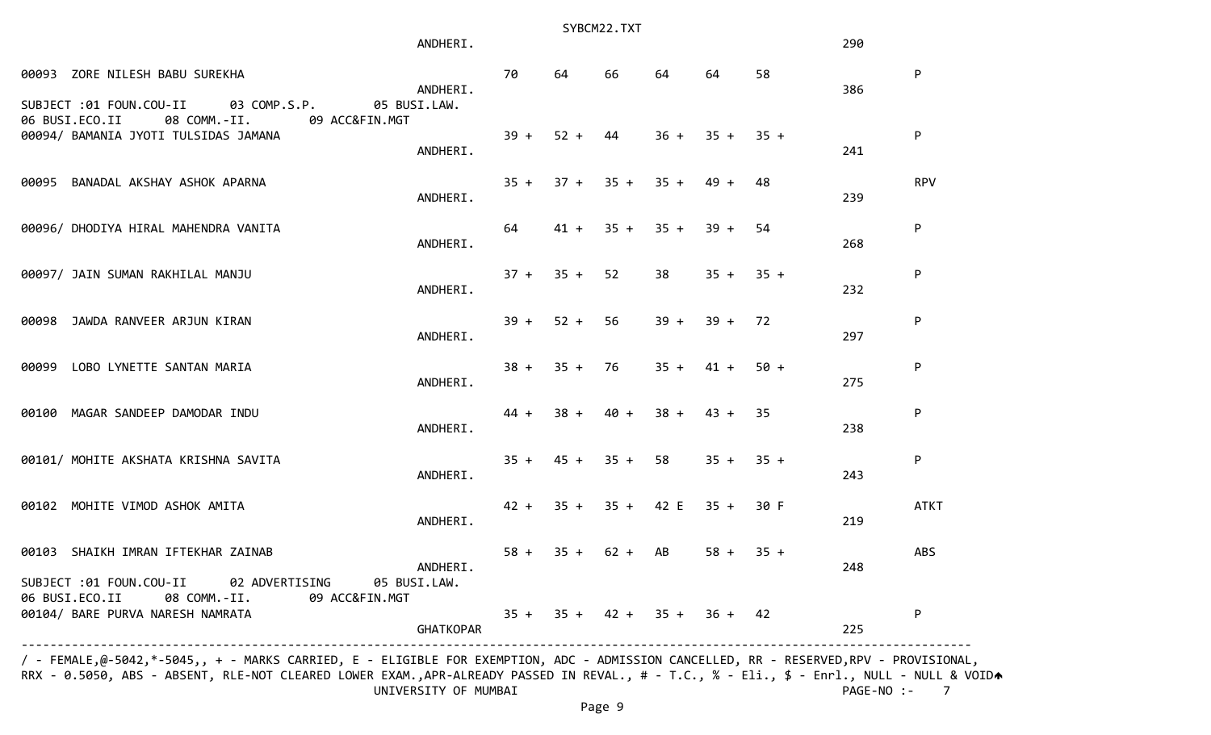```
                                                  ANDHERI.                                                                              290

00093  ZORE NILESH BABU SUREKHA                                        70      64      66      64      64      58                        P
                                                  ANDHERI.                                                                              386
SUBJECT :01 FOUN.COU-II      03 COMP.S.P.        05 BUSI.LAW.
06 BUSI.ECO.II      08 COMM.-II.        09 ACC&FIN.MGT
00094/ BAMANIA JYOTI TULSIDAS JAMANA                                   39 +    52 +    44      36 +    35 +    35 +                      P
                                                  ANDHERI.                                                                              241

00095  BANADAL AKSHAY ASHOK APARNA                                     35 +    37 +    35 +    35 +    49 +    48                        RPV
                                                  ANDHERI.                                                                              239

00096/ DHODIYA HIRAL MAHENDRA VANITA                                   64      41 +    35 +    35 +    39 +    54                        P
                                                  ANDHERI.                                                                              268

00097/ JAIN SUMAN RAKHILAL MANJU                                       37 +    35 +    52      38      35 +    35 +                      P
                                                  ANDHERI.                                                                              232

00098  JAWDA RANVEER ARJUN KIRAN                                       39 +    52 +    56      39 +    39 +    72                        P
                                                  ANDHERI.                                                                              297

00099  LOBO LYNETTE SANTAN MARIA                                       38 +    35 +    76      35 +    41 +    50 +                      P
                                                  ANDHERI.                                                                              275

00100  MAGAR SANDEEP DAMODAR INDU                                      44 +    38 +    40 +    38 +    43 +    35                        P
                                                  ANDHERI.                                                                              238

00101/ MOHITE AKSHATA KRISHNA SAVITA                                   35 +    45 +    35 +    58      35 +    35 +                      P
                                                  ANDHERI.                                                                              243

00102  MOHITE VIMOD ASHOK AMITA                                        42 +    35 +    35 +    42 E    35 +    30 F                      ATKT
                                                  ANDHERI.                                                                              219

00103  SHAIKH IMRAN IFTEKHAR ZAINAB                                    58 +    35 +    62 +    AB      58 +    35 +                      ABS
                                                  ANDHERI.                                                                              248
SUBJECT :01 FOUN.COU-II      02 ADVERTISING      05 BUSI.LAW.
06 BUSI.ECO.II      08 COMM.-II.        09 ACC&FIN.MGT
00104/ BARE PURVA NARESH NAMRATA                                       35 +    35 +    42 +    35 +    36 +    42                        P
                                                  GHATKOPAR                                                                             225
---------------------------------------------------------------------------------------------------------------------------------
/ - FEMALE,@-5042,*-5045,, + - MARKS CARRIED, E - ELIGIBLE FOR EXEMPTION, ADC - ADMISSION CANCELLED, RR - RESERVED,RPV - PROVISIONAL,
RRX - 0.5050, ABS - ABSENT, RLE-NOT CLEARED LOWER EXAM.,APR-ALREADY PASSED IN REVAL., # - T.C., % - Eli., $ - Enrl., NULL - NULL & VOID
                                                  UNIVERSITY OF MUMBAI                                                        PAGE-NO :-    7
```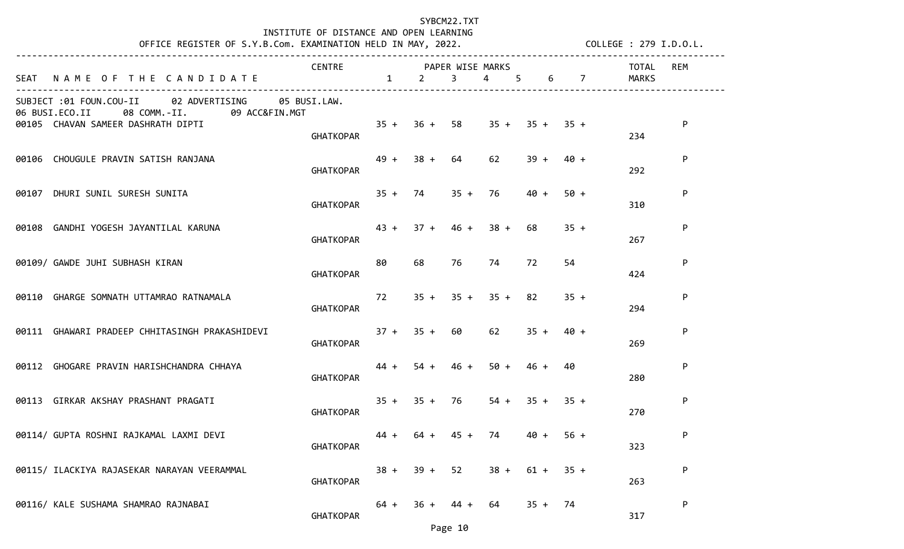INSTITUTE OF DISTANCE AND OPEN LEARNING

OFFICE REGISTER OF S.Y.B.Com. EXAMINATION HELD IN MAY, 2022. COLLEGE : 279 I.D.O.L.

SUBJECT :01 FOUN.COU-II 02 ADVERTISING 05 BUSI.LAW. 06 BUSI.ECO.II 08 COMM.-II. 09 ACC&FIN.MGT

| SEAT | NAME OF THE CANDIDATE | CENTRE | 1 | 2 | 3 | 4 | 5 | 6 | 7 | TOTAL MARKS | REM |
|---|---|---|---|---|---|---|---|---|---|---|---|
| 00105 | CHAVAN SAMEER DASHRATH DIPTI | GHATKOPAR | 35 + | 36 + | 58 | 35 + | 35 + | 35 + | | 234 | P |
| 00106 | CHOUGULE PRAVIN SATISH RANJANA | GHATKOPAR | 49 + | 38 + | 64 | 62 | 39 + | 40 + | | 292 | P |
| 00107 | DHURI SUNIL SURESH SUNITA | GHATKOPAR | 35 + | 74 | 35 + | 76 | 40 + | 50 + | | 310 | P |
| 00108 | GANDHI YOGESH JAYANTILAL KARUNA | GHATKOPAR | 43 + | 37 + | 46 + | 38 + | 68 | 35 + | | 267 | P |
| 00109/ | GAWDE JUHI SUBHASH KIRAN | GHATKOPAR | 80 | 68 | 76 | 74 | 72 | 54 | | 424 | P |
| 00110 | GHARGE SOMNATH UTTAMRAO RATNAMALA | GHATKOPAR | 72 | 35 + | 35 + | 35 + | 82 | 35 + | | 294 | P |
| 00111 | GHAWARI PRADEEP CHHITASINGH PRAKASHIDEVI | GHATKOPAR | 37 + | 35 + | 60 | 62 | 35 + | 40 + | | 269 | P |
| 00112 | GHOGARE PRAVIN HARISHCHANDRA CHHAYA | GHATKOPAR | 44 + | 54 + | 46 + | 50 + | 46 + | 40 | | 280 | P |
| 00113 | GIRKAR AKSHAY PRASHANT PRAGATI | GHATKOPAR | 35 + | 35 + | 76 | 54 + | 35 + | 35 + | | 270 | P |
| 00114/ | GUPTA ROSHNI RAJKAMAL LAXMI DEVI | GHATKOPAR | 44 + | 64 + | 45 + | 74 | 40 + | 56 + | | 323 | P |
| 00115/ | ILACKIYA RAJASEKAR NARAYAN VEERAMMAL | GHATKOPAR | 38 + | 39 + | 52 | 38 + | 61 + | 35 + | | 263 | P |
| 00116/ | KALE SUSHAMA SHAMRAO RAJNABAI | GHATKOPAR | 64 + | 36 + | 44 + | 64 | 35 + | 74 | | 317 | P |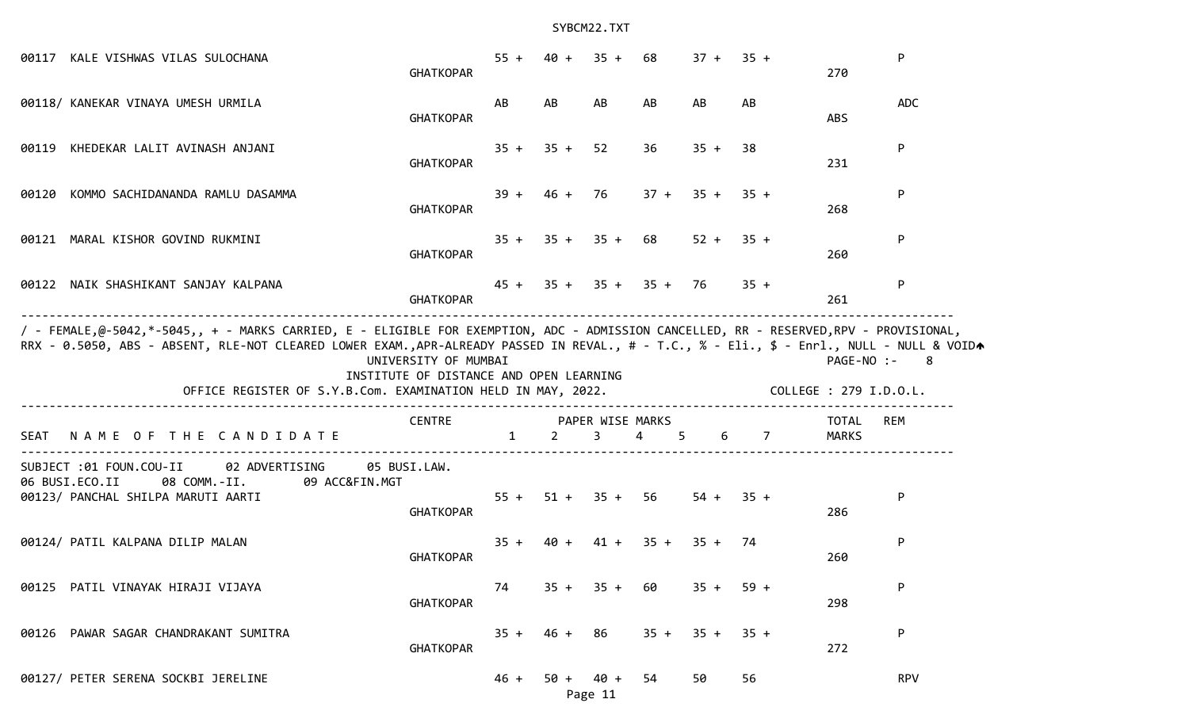| SEAT | NAME OF THE CANDIDATE | CENTRE | 1 | 2 | 3 | 4 | 5 | 6 | 7 | TOTAL MARKS | REM |
|---|---|---|---|---|---|---|---|---|---|---|---|
| 00117 | KALE VISHWAS VILAS SULOCHANA | GHATKOPAR | 55 + | 40 + | 35 + | 68 | 37 + | 35 + | | 270 | P |
| 00118/ | KANEKAR VINAYA UMESH URMILA | GHATKOPAR | AB | AB | AB | AB | AB | AB | | ABS | ADC |
| 00119 | KHEDEKAR LALIT AVINASH ANJANI | GHATKOPAR | 35 + | 35 + | 52 | 36 | 35 + | 38 | | 231 | P |
| 00120 | KOMMO SACHIDANANDA RAMLU DASAMMA | GHATKOPAR | 39 + | 46 + | 76 | 37 + | 35 + | 35 + | | 268 | P |
| 00121 | MARAL KISHOR GOVIND RUKMINI | GHATKOPAR | 35 + | 35 + | 35 + | 68 | 52 + | 35 + | | 260 | P |
| 00122 | NAIK SHASHIKANT SANJAY KALPANA | GHATKOPAR | 45 + | 35 + | 35 + | 35 + | 76 | 35 + | | 261 | P |

/ - FEMALE,@-5042,*-5045,, + - MARKS CARRIED, E - ELIGIBLE FOR EXEMPTION, ADC - ADMISSION CANCELLED, RR - RESERVED,RPV - PROVISIONAL,
RRX - 0.5050, ABS - ABSENT, RLE-NOT CLEARED LOWER EXAM.,APR-ALREADY PASSED IN REVAL., # - T.C., % - Eli., $ - Enrl., NULL - NULL & VOID

PAGE-NO :- 8

UNIVERSITY OF MUMBAI
INSTITUTE OF DISTANCE AND OPEN LEARNING

OFFICE REGISTER OF S.Y.B.Com. EXAMINATION HELD IN MAY, 2022. COLLEGE : 279 I.D.O.L.

SUBJECT :01 FOUN.COU-II 02 ADVERTISING 05 BUSI.LAW.
06 BUSI.ECO.II 08 COMM.-II. 09 ACC&FIN.MGT

| SEAT | NAME OF THE CANDIDATE | CENTRE | 1 | 2 | 3 | 4 | 5 | 6 | 7 | TOTAL MARKS | REM |
|---|---|---|---|---|---|---|---|---|---|---|---|
| 00123/ | PANCHAL SHILPA MARUTI AARTI | GHATKOPAR | 55 + | 51 + | 35 + | 56 | 54 + | 35 + | | 286 | P |
| 00124/ | PATIL KALPANA DILIP MALAN | GHATKOPAR | 35 + | 40 + | 41 + | 35 + | 35 + | 74 | | 260 | P |
| 00125 | PATIL VINAYAK HIRAJI VIJAYA | GHATKOPAR | 74 | 35 + | 35 + | 60 | 35 + | 59 + | | 298 | P |
| 00126 | PAWAR SAGAR CHANDRAKANT SUMITRA | GHATKOPAR | 35 + | 46 + | 86 | 35 + | 35 + | 35 + | | 272 | P |
| 00127/ | PETER SERENA SOCKBI JERELINE | | 46 + | 50 + | 40 + | 54 | 50 | 56 | | | RPV |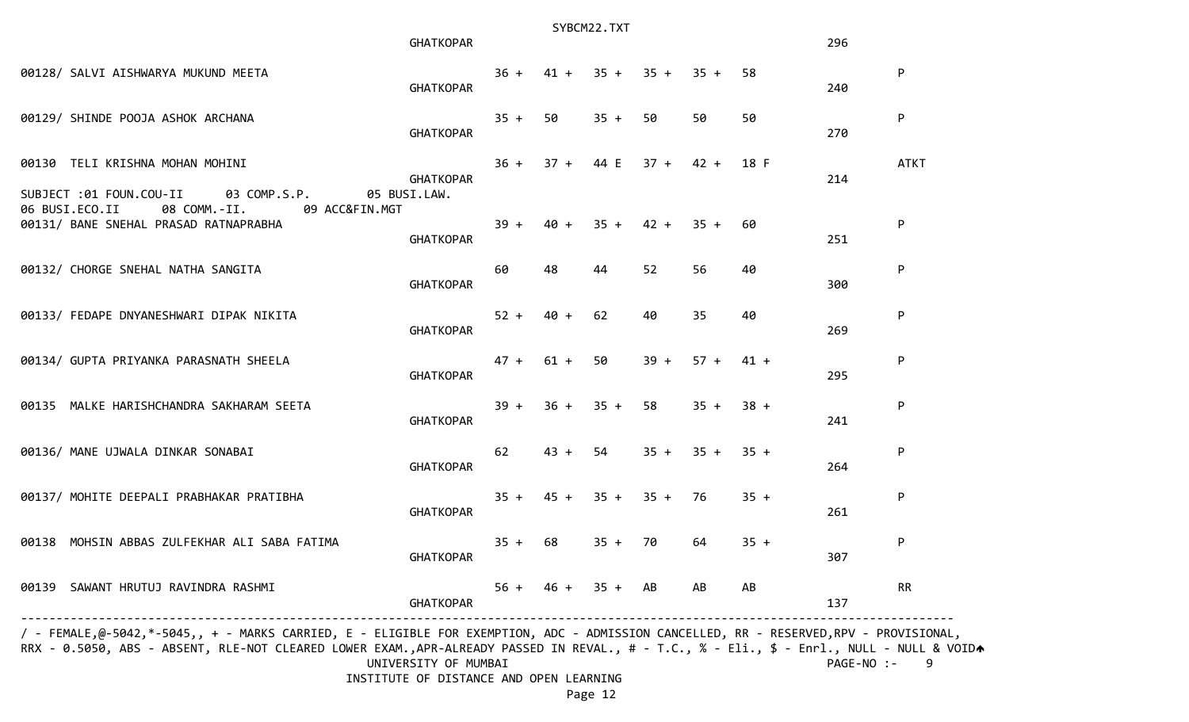| | | | | | | | | | |
|---|---|---|---|---|---|---|---|---|---|
| | GHATKOPAR | | | | | | | 296 | |
| 00128/ SALVI AISHWARYA MUKUND MEETA | GHATKOPAR | 36 + | 41 + | 35 + | 35 + | 35 + | 58 | 240 | P |
| 00129/ SHINDE POOJA ASHOK ARCHANA | GHATKOPAR | 35 + | 50 | 35 + | 50 | 50 | 50 | 270 | P |
| 00130 TELI KRISHNA MOHAN MOHINI | GHATKOPAR | 36 + | 37 + | 44 E | 37 + | 42 + | 18 F | 214 | ATKT |

SUBJECT :01 FOUN.COU-II 03 COMP.S.P. 05 BUSI.LAW.
06 BUSI.ECO.II 08 COMM.-II. 09 ACC&FIN.MGT

| | | | | | | | | | |
|---|---|---|---|---|---|---|---|---|---|
| 00131/ BANE SNEHAL PRASAD RATNAPRABHA | GHATKOPAR | 39 + | 40 + | 35 + | 42 + | 35 + | 60 | 251 | P |
| 00132/ CHORGE SNEHAL NATHA SANGITA | GHATKOPAR | 60 | 48 | 44 | 52 | 56 | 40 | 300 | P |
| 00133/ FEDAPE DNYANESHWARI DIPAK NIKITA | GHATKOPAR | 52 + | 40 + | 62 | 40 | 35 | 40 | 269 | P |
| 00134/ GUPTA PRIYANKA PARASNATH SHEELA | GHATKOPAR | 47 + | 61 + | 50 | 39 + | 57 + | 41 + | 295 | P |
| 00135 MALKE HARISHCHANDRA SAKHARAM SEETA | GHATKOPAR | 39 + | 36 + | 35 + | 58 | 35 + | 38 + | 241 | P |
| 00136/ MANE UJWALA DINKAR SONABAI | GHATKOPAR | 62 | 43 + | 54 | 35 + | 35 + | 35 + | 264 | P |
| 00137/ MOHITE DEEPALI PRABHAKAR PRATIBHA | GHATKOPAR | 35 + | 45 + | 35 + | 35 + | 76 | 35 + | 261 | P |
| 00138 MOHSIN ABBAS ZULFEKHAR ALI SABA FATIMA | GHATKOPAR | 35 + | 68 | 35 + | 70 | 64 | 35 + | 307 | P |
| 00139 SAWANT HRUTUJ RAVINDRA RASHMI | GHATKOPAR | 56 + | 46 + | 35 + | AB | AB | AB | 137 | RR |

/ - FEMALE,@-5042,*-5045,, + - MARKS CARRIED, E - ELIGIBLE FOR EXEMPTION, ADC - ADMISSION CANCELLED, RR - RESERVED,RPV - PROVISIONAL,
RRX - 0.5050, ABS - ABSENT, RLE-NOT CLEARED LOWER EXAM.,APR-ALREADY PASSED IN REVAL., # - T.C., % - Eli., $ - Enrl., NULL - NULL & VOID

UNIVERSITY OF MUMBAI PAGE-NO :- 9
INSTITUTE OF DISTANCE AND OPEN LEARNING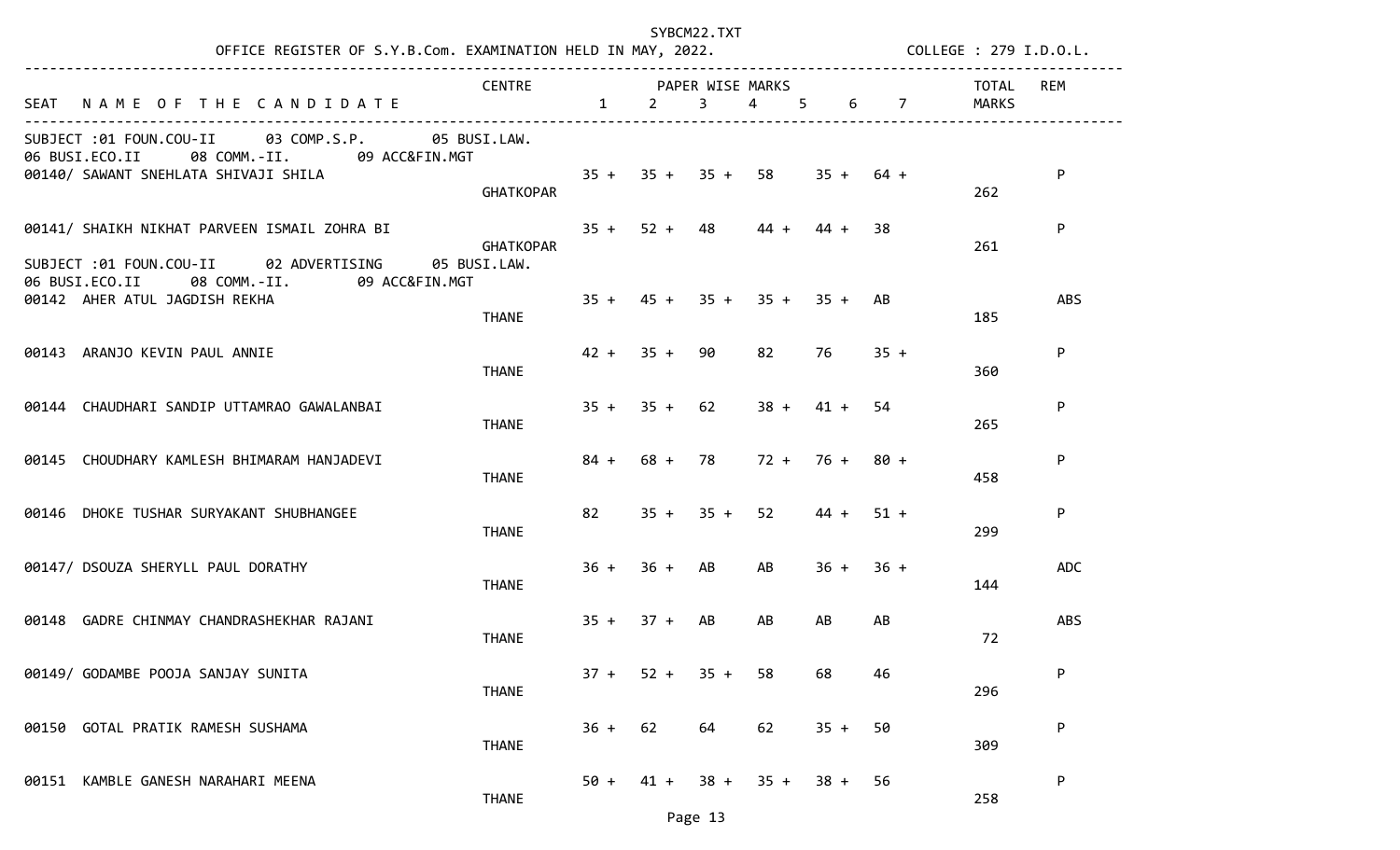OFFICE REGISTER OF S.Y.B.Com. EXAMINATION HELD IN MAY, 2022. COLLEGE : 279 I.D.O.L.

| SEAT | NAME OF THE CANDIDATE | CENTRE | 1 | 2 | 3 | 4 | 5 | 6 | TOTAL MARKS | REM |
|---|---|---|---|---|---|---|---|---|---|---|
| SUBJECT :01 FOUN.COU-II 03 COMP.S.P. 05 BUSI.LAW. 06 BUSI.ECO.II 08 COMM.-II. 09 ACC&FIN.MGT | | | | | | | | | | |
| 00140/ | SAWANT SNEHLATA SHIVAJI SHILA | GHATKOPAR | 35 + | 35 + | 35 + | 58 | 35 + | 64 + | 262 | P |
| 00141/ | SHAIKH NIKHAT PARVEEN ISMAIL ZOHRA BI | GHATKOPAR | 35 + | 52 + | 48 | 44 + | 44 + | 38 | 261 | P |
| SUBJECT :01 FOUN.COU-II 02 ADVERTISING 05 BUSI.LAW. 06 BUSI.ECO.II 08 COMM.-II. 09 ACC&FIN.MGT | | | | | | | | | | |
| 00142 | AHER ATUL JAGDISH REKHA | THANE | 35 + | 45 + | 35 + | 35 + | 35 + | AB | 185 | ABS |
| 00143 | ARANJO KEVIN PAUL ANNIE | THANE | 42 + | 35 + | 90 | 82 | 76 | 35 + | 360 | P |
| 00144 | CHAUDHARI SANDIP UTTAMRAO GAWALANBAI | THANE | 35 + | 35 + | 62 | 38 + | 41 + | 54 | 265 | P |
| 00145 | CHOUDHARY KAMLESH BHIMARAM HANJADEVI | THANE | 84 + | 68 + | 78 | 72 + | 76 + | 80 + | 458 | P |
| 00146 | DHOKE TUSHAR SURYAKANT SHUBHANGEE | THANE | 82 | 35 + | 35 + | 52 | 44 + | 51 + | 299 | P |
| 00147/ | DSOUZA SHERYLL PAUL DORATHY | THANE | 36 + | 36 + | AB | AB | 36 + | 36 + | 144 | ADC |
| 00148 | GADRE CHINMAY CHANDRASHEKHAR RAJANI | THANE | 35 + | 37 + | AB | AB | AB | AB | 72 | ABS |
| 00149/ | GODAMBE POOJA SANJAY SUNITA | THANE | 37 + | 52 + | 35 + | 58 | 68 | 46 | 296 | P |
| 00150 | GOTAL PRATIK RAMESH SUSHAMA | THANE | 36 + | 62 | 64 | 62 | 35 + | 50 | 309 | P |
| 00151 | KAMBLE GANESH NARAHARI MEENA | THANE | 50 + | 41 + | 38 + | 35 + | 38 + | 56 | 258 | P |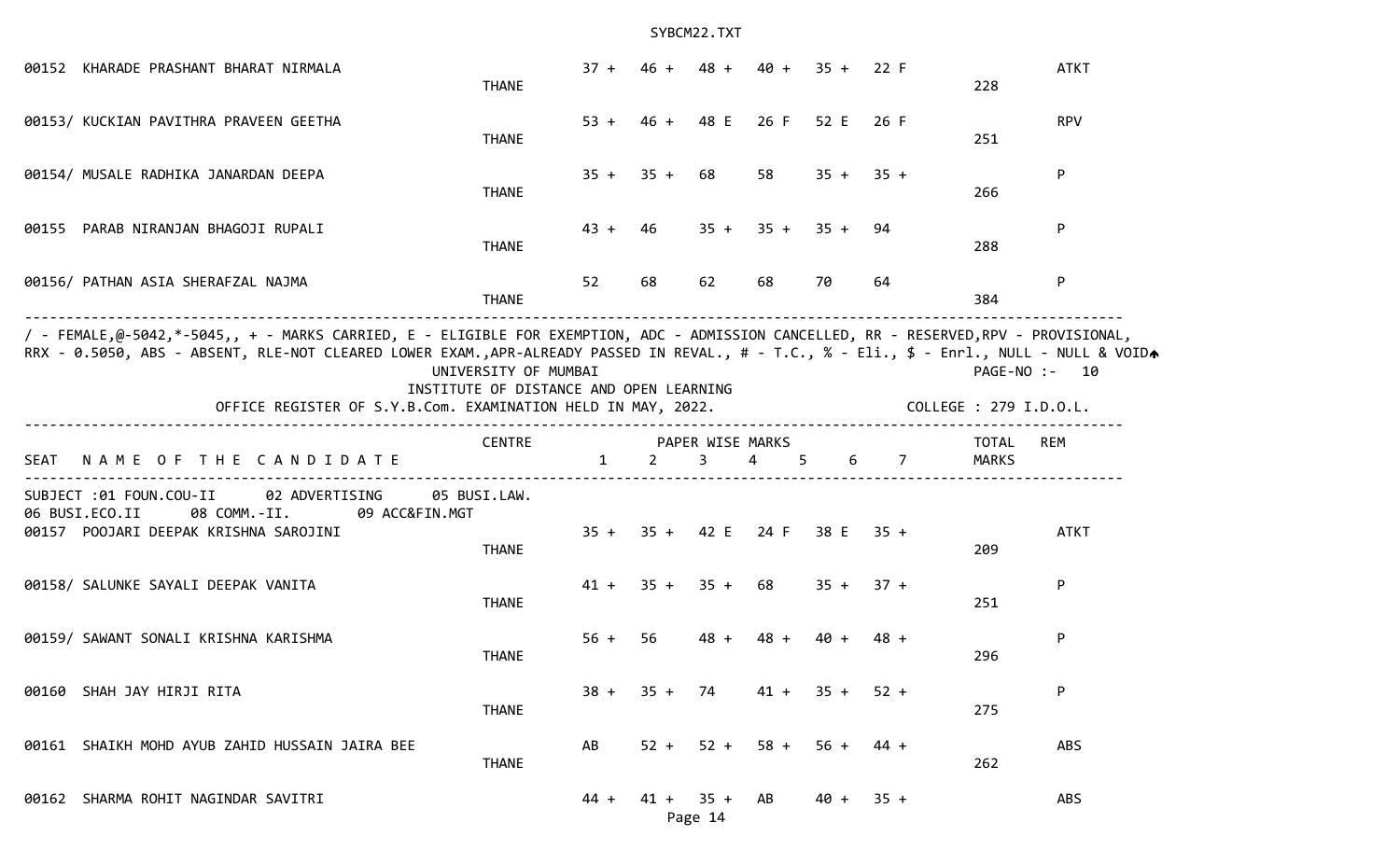| SEAT | NAME OF THE CANDIDATE | CENTRE | 1 | 2 | 3 | 4 | 5 | 6 | 7 | TOTAL MARKS | REM |
|---|---|---|---|---|---|---|---|---|---|---|---|
| 00152 | KHARADE PRASHANT BHARAT NIRMALA | THANE | 37 + | 46 + | 48 + | 40 + | 35 + | 22 F | | 228 | ATKT |
| 00153/ | KUCKIAN PAVITHRA PRAVEEN GEETHA | THANE | 53 + | 46 + | 48 E | 26 F | 52 E | 26 F | | 251 | RPV |
| 00154/ | MUSALE RADHIKA JANARDAN DEEPA | THANE | 35 + | 35 + | 68 | 58 | 35 + | 35 + | | 266 | P |
| 00155 | PARAB NIRANJAN BHAGOJI RUPALI | THANE | 43 + | 46 | 35 + | 35 + | 35 + | 94 | | 288 | P |
| 00156/ | PATHAN ASIA SHERAFZAL NAJMA | THANE | 52 | 68 | 62 | 68 | 70 | 64 | | 384 | P |

/ - FEMALE,@-5042,*-5045,, + - MARKS CARRIED, E - ELIGIBLE FOR EXEMPTION, ADC - ADMISSION CANCELLED, RR - RESERVED,RPV - PROVISIONAL, RRX - 0.5050, ABS - ABSENT, RLE-NOT CLEARED LOWER EXAM.,APR-ALREADY PASSED IN REVAL., # - T.C., % - Eli., $ - Enrl., NULL - NULL & VOID

UNIVERSITY OF MUMBAI

PAGE-NO :- 10

INSTITUTE OF DISTANCE AND OPEN LEARNING

OFFICE REGISTER OF S.Y.B.Com. EXAMINATION HELD IN MAY, 2022.

COLLEGE : 279 I.D.O.L.

SUBJECT :01 FOUN.COU-II 02 ADVERTISING 05 BUSI.LAW. 06 BUSI.ECO.II 08 COMM.-II. 09 ACC&FIN.MGT

| SEAT | NAME OF THE CANDIDATE | CENTRE | 1 | 2 | 3 | 4 | 5 | 6 | 7 | TOTAL MARKS | REM |
|---|---|---|---|---|---|---|---|---|---|---|---|
| 00157 | POOJARI DEEPAK KRISHNA SAROJINI | THANE | 35 + | 35 + | 42 E | 24 F | 38 E | 35 + | | 209 | ATKT |
| 00158/ | SALUNKE SAYALI DEEPAK VANITA | THANE | 41 + | 35 + | 35 + | 68 | 35 + | 37 + | | 251 | P |
| 00159/ | SAWANT SONALI KRISHNA KARISHMA | THANE | 56 + | 56 | 48 + | 48 + | 40 + | 48 + | | 296 | P |
| 00160 | SHAH JAY HIRJI RITA | THANE | 38 + | 35 + | 74 | 41 + | 35 + | 52 + | | 275 | P |
| 00161 | SHAIKH MOHD AYUB ZAHID HUSSAIN JAIRA BEE | THANE | AB | 52 + | 52 + | 58 + | 56 + | 44 + | | 262 | ABS |
| 00162 | SHARMA ROHIT NAGINDAR SAVITRI | | 44 + | 41 + | 35 + | AB | 40 + | 35 + | | | ABS |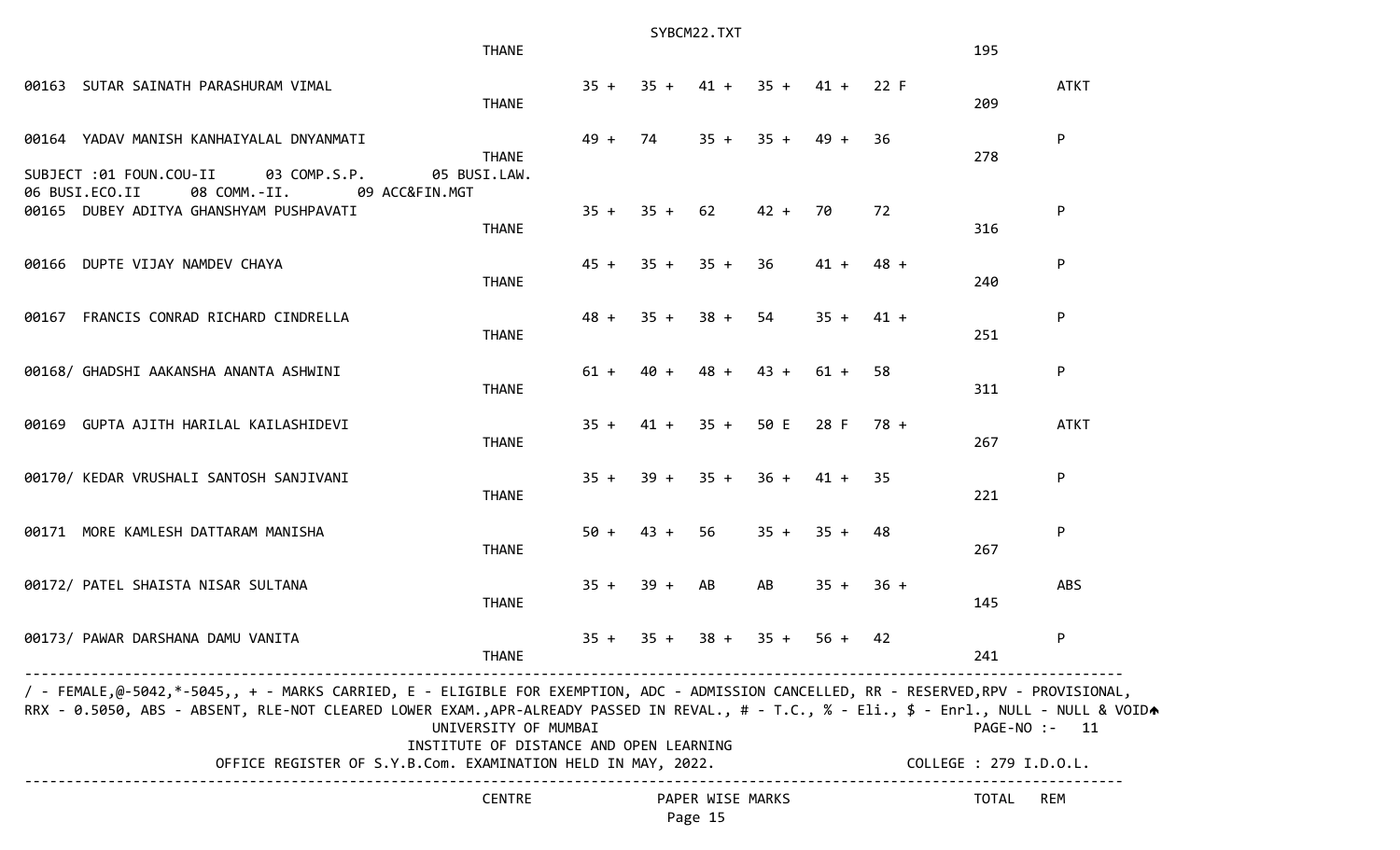| | CENTRE | | | | | | | TOTAL | REM |
|---|---|---|---|---|---|---|---|---|---|
| | THANE | | | | | | | 195 | |
| 00163 SUTAR SAINATH PARASHURAM VIMAL | THANE | 35 + | 35 + | 41 + | 35 + | 41 + | 22 F | 209 | ATKT |
| 00164 YADAV MANISH KANHAIYALAL DNYANMATI | THANE | 49 + | 74 | 35 + | 35 + | 49 + | 36 | 278 | P |

SUBJECT :01 FOUN.COU-II 03 COMP.S.P. 05 BUSI.LAW.
06 BUSI.ECO.II 08 COMM.-II. 09 ACC&FIN.MGT

| | CENTRE | 01 | 03 | 05 | 06 | 08 | 09 | TOTAL | REM |
|---|---|---|---|---|---|---|---|---|---|
| 00165 DUBEY ADITYA GHANSHYAM PUSHPAVATI | THANE | 35 + | 35 + | 62 | 42 + | 70 | 72 | 316 | P |
| 00166 DUPTE VIJAY NAMDEV CHAYA | THANE | 45 + | 35 + | 35 + | 36 | 41 + | 48 + | 240 | P |
| 00167 FRANCIS CONRAD RICHARD CINDRELLA | THANE | 48 + | 35 + | 38 + | 54 | 35 + | 41 + | 251 | P |
| 00168/ GHADSHI AAKANSHA ANANTA ASHWINI | THANE | 61 + | 40 + | 48 + | 43 + | 61 + | 58 | 311 | P |
| 00169 GUPTA AJITH HARILAL KAILASHIDEVI | THANE | 35 + | 41 + | 35 + | 50 E | 28 F | 78 + | 267 | ATKT |
| 00170/ KEDAR VRUSHALI SANTOSH SANJIVANI | THANE | 35 + | 39 + | 35 + | 36 + | 41 + | 35 | 221 | P |
| 00171 MORE KAMLESH DATTARAM MANISHA | THANE | 50 + | 43 + | 56 | 35 + | 35 + | 48 | 267 | P |
| 00172/ PATEL SHAISTA NISAR SULTANA | THANE | 35 + | 39 + | AB | AB | 35 + | 36 + | 145 | ABS |
| 00173/ PAWAR DARSHANA DAMU VANITA | THANE | 35 + | 35 + | 38 + | 35 + | 56 + | 42 | 241 | P |

/ - FEMALE,@-5042,*-5045,, + - MARKS CARRIED, E - ELIGIBLE FOR EXEMPTION, ADC - ADMISSION CANCELLED, RR - RESERVED,RPV - PROVISIONAL, RRX - 0.5050, ABS - ABSENT, RLE-NOT CLEARED LOWER EXAM.,APR-ALREADY PASSED IN REVAL., # - T.C., % - Eli., $ - Enrl., NULL - NULL & VOID

UNIVERSITY OF MUMBAI
INSTITUTE OF DISTANCE AND OPEN LEARNING
OFFICE REGISTER OF S.Y.B.Com. EXAMINATION HELD IN MAY, 2022. COLLEGE : 279 I.D.O.L.

PAGE-NO :- 11

| CENTRE | PAPER WISE MARKS | TOTAL | REM |
|---|---|---|---|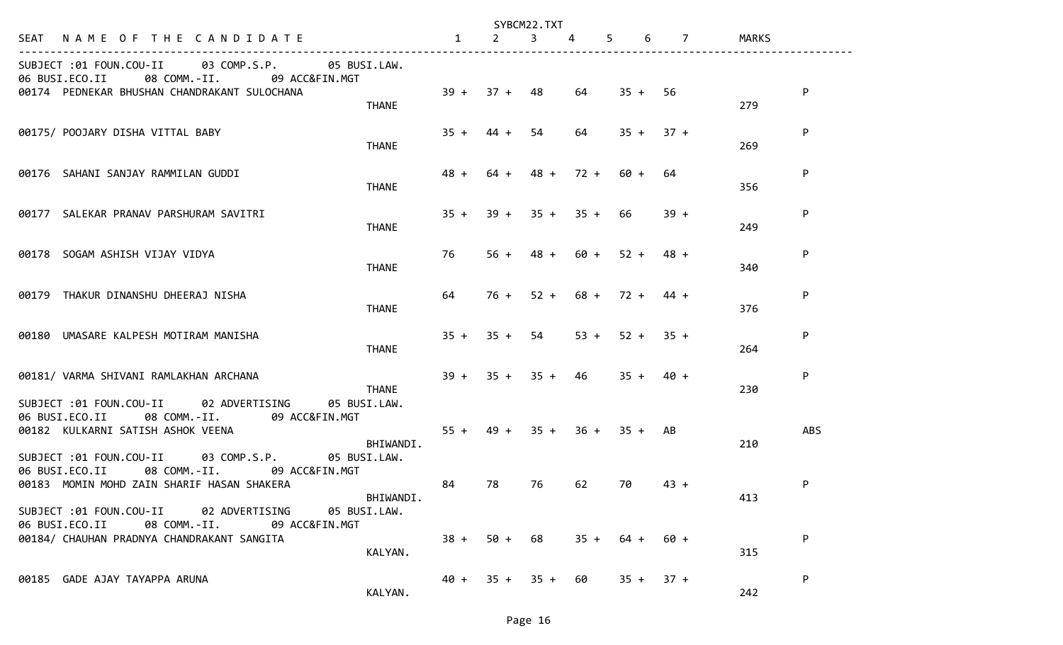SYBCM22.TXT

| SEAT | NAME OF THE CANDIDATE | | 1 | 2 | 3 | 4 | 5 | 6 | 7 | MARKS | |
|---|---|---|---|---|---|---|---|---|---|---|---|
| SUBJECT :01 FOUN.COU-II 03 COMP.S.P. 05 BUSI.LAW. 06 BUSI.ECO.II 08 COMM.-II. 09 ACC&FIN.MGT | | | | | | | | | | | |
| 00174 | PEDNEKAR BHUSHAN CHANDRAKANT SULOCHANA | THANE | 39 + | 37 + | 48 | 64 | 35 + | 56 | | 279 | P |
| 00175/ | POOJARY DISHA VITTAL BABY | THANE | 35 + | 44 + | 54 | 64 | 35 + | 37 + | | 269 | P |
| 00176 | SAHANI SANJAY RAMMILAN GUDDI | THANE | 48 + | 64 + | 48 + | 72 + | 60 + | 64 | | 356 | P |
| 00177 | SALEKAR PRANAV PARSHURAM SAVITRI | THANE | 35 + | 39 + | 35 + | 35 + | 66 | 39 + | | 249 | P |
| 00178 | SOGAM ASHISH VIJAY VIDYA | THANE | 76 | 56 + | 48 + | 60 + | 52 + | 48 + | | 340 | P |
| 00179 | THAKUR DINANSHU DHEERAJ NISHA | THANE | 64 | 76 + | 52 + | 68 + | 72 + | 44 + | | 376 | P |
| 00180 | UMASARE KALPESH MOTIRAM MANISHA | THANE | 35 + | 35 + | 54 | 53 + | 52 + | 35 + | | 264 | P |
| 00181/ | VARMA SHIVANI RAMLAKHAN ARCHANA | THANE | 39 + | 35 + | 35 + | 46 | 35 + | 40 + | | 230 | P |
| SUBJECT :01 FOUN.COU-II 02 ADVERTISING 05 BUSI.LAW. 06 BUSI.ECO.II 08 COMM.-II. 09 ACC&FIN.MGT | | | | | | | | | | | |
| 00182 | KULKARNI SATISH ASHOK VEENA | BHIWANDI. | 55 + | 49 + | 35 + | 36 + | 35 + | AB | | 210 | ABS |
| SUBJECT :01 FOUN.COU-II 03 COMP.S.P. 05 BUSI.LAW. 06 BUSI.ECO.II 08 COMM.-II. 09 ACC&FIN.MGT | | | | | | | | | | | |
| 00183 | MOMIN MOHD ZAIN SHARIF HASAN SHAKERA | BHIWANDI. | 84 | 78 | 76 | 62 | 70 | 43 + | | 413 | P |
| SUBJECT :01 FOUN.COU-II 02 ADVERTISING 05 BUSI.LAW. 06 BUSI.ECO.II 08 COMM.-II. 09 ACC&FIN.MGT | | | | | | | | | | | |
| 00184/ | CHAUHAN PRADNYA CHANDRAKANT SANGITA | KALYAN. | 38 + | 50 + | 68 | 35 + | 64 + | 60 + | | 315 | P |
| 00185 | GADE AJAY TAYAPPA ARUNA | KALYAN. | 40 + | 35 + | 35 + | 60 | 35 + | 37 + | | 242 | P |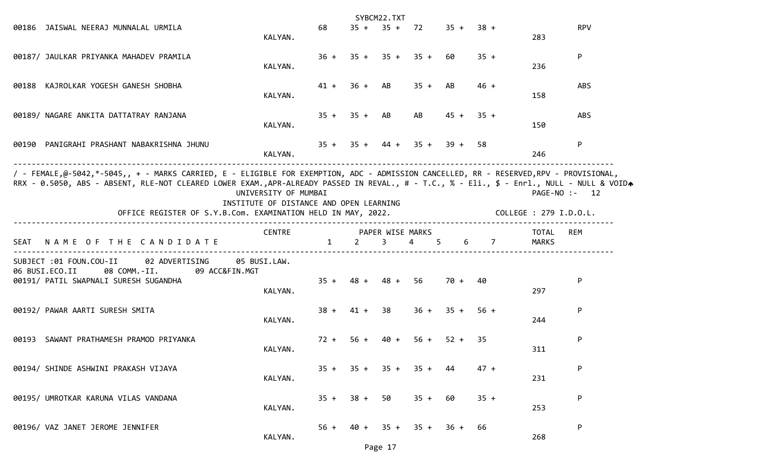| SEAT | NAME OF THE CANDIDATE | CENTRE | 1 | 2 | 3 | 4 | 5 | 6 | 7 | TOTAL MARKS | REM |
|---|---|---|---|---|---|---|---|---|---|---|---|
| 00186 | JAISWAL NEERAJ MUNNALAL URMILA | KALYAN. | 68 | 35 + | 35 + | 72 | 35 + | 38 + | | 283 | RPV |
| 00187/ | JAULKAR PRIYANKA MAHADEV PRAMILA | KALYAN. | 36 + | 35 + | 35 + | 35 + | 60 | 35 + | | 236 | P |
| 00188 | KAJROLKAR YOGESH GANESH SHOBHA | KALYAN. | 41 + | 36 + | AB | 35 + | AB | 46 + | | 158 | ABS |
| 00189/ | NAGARE ANKITA DATTATRAY RANJANA | KALYAN. | 35 + | 35 + | AB | AB | 45 + | 35 + | | 150 | ABS |
| 00190 | PANIGRAHI PRASHANT NABAKRISHNA JHUNU | KALYAN. | 35 + | 35 + | 44 + | 35 + | 39 + | 58 | | 246 | P |

/ - FEMALE,@-5042,*-5045,, + - MARKS CARRIED, E - ELIGIBLE FOR EXEMPTION, ADC - ADMISSION CANCELLED, RR - RESERVED,RPV - PROVISIONAL, RRX - 0.5050, ABS - ABSENT, RLE-NOT CLEARED LOWER EXAM.,APR-ALREADY PASSED IN REVAL., # - T.C., % - Eli., $ - Enrl., NULL - NULL & VOID

UNIVERSITY OF MUMBAI

INSTITUTE OF DISTANCE AND OPEN LEARNING

OFFICE REGISTER OF S.Y.B.Com. EXAMINATION HELD IN MAY, 2022.

PAGE-NO :- 12

COLLEGE : 279 I.D.O.L.

SUBJECT :01 FOUN.COU-II 02 ADVERTISING 05 BUSI.LAW. 06 BUSI.ECO.II 08 COMM.-II. 09 ACC&FIN.MGT

| SEAT | NAME OF THE CANDIDATE | CENTRE | 1 | 2 | 3 | 4 | 5 | 6 | 7 | TOTAL MARKS | REM |
|---|---|---|---|---|---|---|---|---|---|---|---|
| 00191/ | PATIL SWAPNALI SURESH SUGANDHA | KALYAN. | 35 + | 48 + | 48 + | 56 | 70 + | 40 | | 297 | P |
| 00192/ | PAWAR AARTI SURESH SMITA | KALYAN. | 38 + | 41 + | 38 | 36 + | 35 + | 56 + | | 244 | P |
| 00193 | SAWANT PRATHAMESH PRAMOD PRIYANKA | KALYAN. | 72 + | 56 + | 40 + | 56 + | 52 + | 35 | | 311 | P |
| 00194/ | SHINDE ASHWINI PRAKASH VIJAYA | KALYAN. | 35 + | 35 + | 35 + | 35 + | 44 | 47 + | | 231 | P |
| 00195/ | UMROTKAR KARUNA VILAS VANDANA | KALYAN. | 35 + | 38 + | 50 | 35 + | 60 | 35 + | | 253 | P |
| 00196/ | VAZ JANET JEROME JENNIFER | KALYAN. | 56 + | 40 + | 35 + | 35 + | 36 + | 66 | | 268 | P |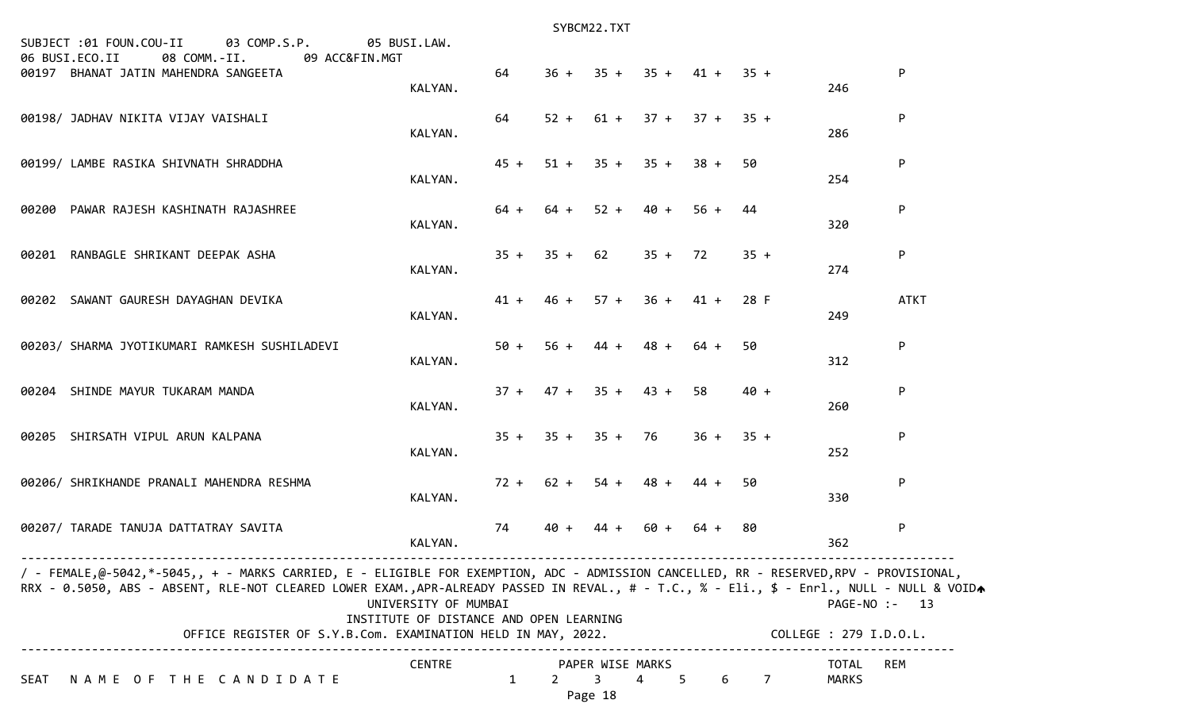SUBJECT :01 FOUN.COU-II 03 COMP.S.P. 05 BUSI.LAW.
06 BUSI.ECO.II 08 COMM.-II. 09 ACC&FIN.MGT

| SEAT | NAME OF THE CANDIDATE | CENTRE | 1 | 2 | 3 | 4 | 5 | 6 | 7 | TOTAL MARKS | REM |
|---|---|---|---|---|---|---|---|---|---|---|---|
| 00197 | BHANAT JATIN MAHENDRA SANGEETA | KALYAN. | 64 | 36 + | 35 + | 35 + | 41 + | 35 + | | 246 | P |
| 00198/ | JADHAV NIKITA VIJAY VAISHALI | KALYAN. | 64 | 52 + | 61 + | 37 + | 37 + | 35 + | | 286 | P |
| 00199/ | LAMBE RASIKA SHIVNATH SHRADDHA | KALYAN. | 45 + | 51 + | 35 + | 35 + | 38 + | 50 | | 254 | P |
| 00200 | PAWAR RAJESH KASHINATH RAJASHREE | KALYAN. | 64 + | 64 + | 52 + | 40 + | 56 + | 44 | | 320 | P |
| 00201 | RANBAGLE SHRIKANT DEEPAK ASHA | KALYAN. | 35 + | 35 + | 62 | 35 + | 72 | 35 + | | 274 | P |
| 00202 | SAWANT GAURESH DAYAGHAN DEVIKA | KALYAN. | 41 + | 46 + | 57 + | 36 + | 41 + | 28 F | | 249 | ATKT |
| 00203/ | SHARMA JYOTIKUMARI RAMKESH SUSHILADEVI | KALYAN. | 50 + | 56 + | 44 + | 48 + | 64 + | 50 | | 312 | P |
| 00204 | SHINDE MAYUR TUKARAM MANDA | KALYAN. | 37 + | 47 + | 35 + | 43 + | 58 | 40 + | | 260 | P |
| 00205 | SHIRSATH VIPUL ARUN KALPANA | KALYAN. | 35 + | 35 + | 35 + | 76 | 36 + | 35 + | | 252 | P |
| 00206/ | SHRIKHANDE PRANALI MAHENDRA RESHMA | KALYAN. | 72 + | 62 + | 54 + | 48 + | 44 + | 50 | | 330 | P |
| 00207/ | TARADE TANUJA DATTATRAY SAVITA | KALYAN. | 74 | 40 + | 44 + | 60 + | 64 + | 80 | | 362 | P |

/ - FEMALE,@-5042,*-5045,, + - MARKS CARRIED, E - ELIGIBLE FOR EXEMPTION, ADC - ADMISSION CANCELLED, RR - RESERVED,RPV - PROVISIONAL, RRX - 0.5050, ABS - ABSENT, RLE-NOT CLEARED LOWER EXAM.,APR-ALREADY PASSED IN REVAL., # - T.C., % - Eli., $ - Enrl., NULL - NULL & VOID

UNIVERSITY OF MUMBAI
INSTITUTE OF DISTANCE AND OPEN LEARNING
OFFICE REGISTER OF S.Y.B.Com. EXAMINATION HELD IN MAY, 2022.

PAGE-NO :- 13
COLLEGE : 279 I.D.O.L.

| SEAT | NAME OF THE CANDIDATE | CENTRE | PAPER WISE MARKS 1 | 2 | 3 | 4 | 5 | 6 | 7 | TOTAL MARKS | REM |
|---|---|---|---|---|---|---|---|---|---|---|---|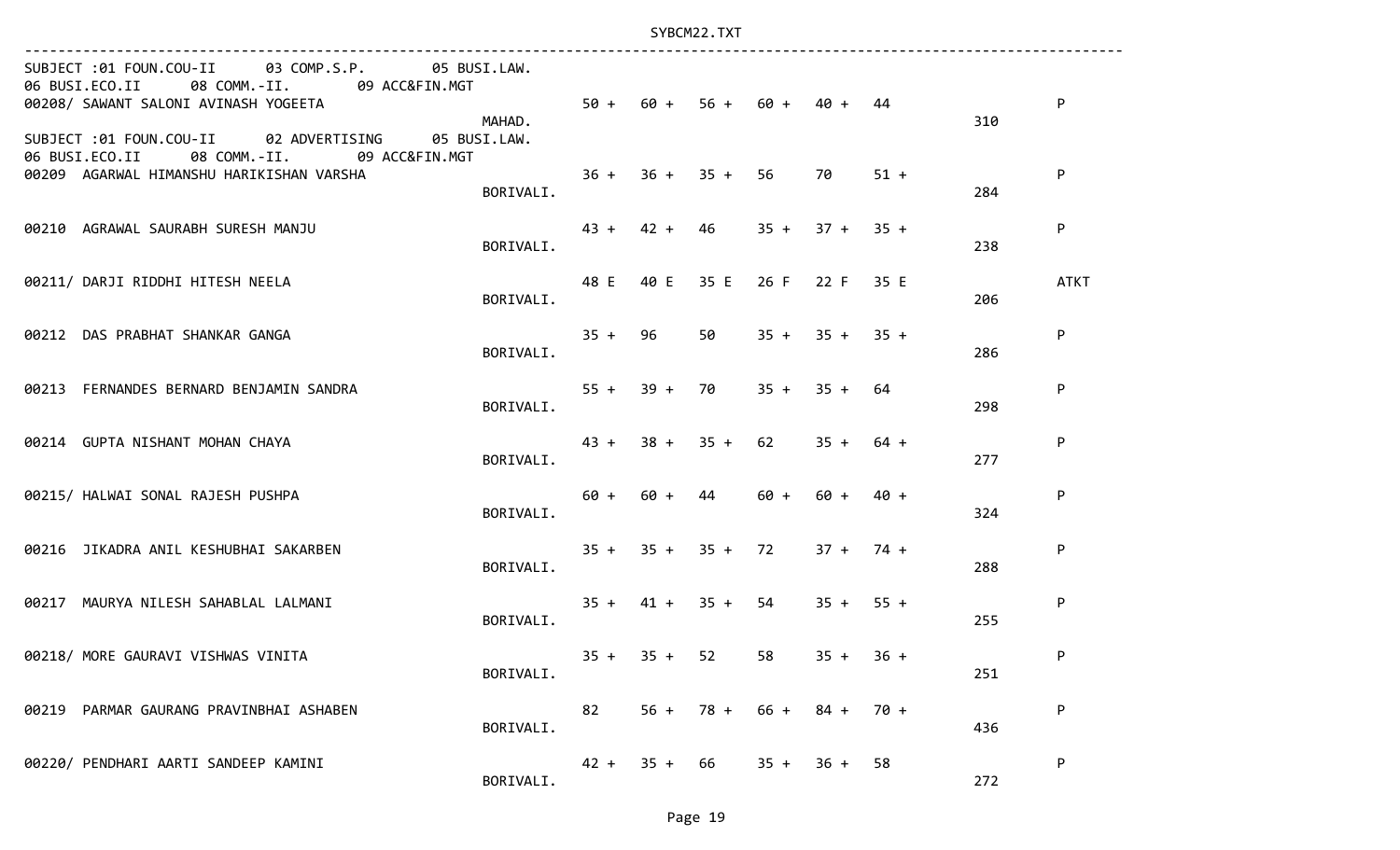SUBJECT :01 FOUN.COU-II    03 COMP.S.P.    05 BUSI.LAW.
06 BUSI.ECO.II    08 COMM.-II.    09 ACC&FIN.MGT

| Seat No. / Name | Centre | | | | | | | Total | Result |
|---|---|---|---|---|---|---|---|---|---|
| 00208/ SAWANT SALONI AVINASH YOGEETA | MAHAD. | 50 + | 60 + | 56 + | 60 + | 40 + | 44 | 310 | P |

SUBJECT :01 FOUN.COU-II    02 ADVERTISING    05 BUSI.LAW.
06 BUSI.ECO.II    08 COMM.-II.    09 ACC&FIN.MGT

| Seat No. / Name | Centre | | | | | | | Total | Result |
|---|---|---|---|---|---|---|---|---|---|
| 00209 AGARWAL HIMANSHU HARIKISHAN VARSHA | BORIVALI. | 36 + | 36 + | 35 + | 56 | 70 | 51 + | 284 | P |
| 00210 AGRAWAL SAURABH SURESH MANJU | BORIVALI. | 43 + | 42 + | 46 | 35 + | 37 + | 35 + | 238 | P |
| 00211/ DARJI RIDDHI HITESH NEELA | BORIVALI. | 48 E | 40 E | 35 E | 26 F | 22 F | 35 E | 206 | ATKT |
| 00212 DAS PRABHAT SHANKAR GANGA | BORIVALI. | 35 + | 96 | 50 | 35 + | 35 + | 35 + | 286 | P |
| 00213 FERNANDES BERNARD BENJAMIN SANDRA | BORIVALI. | 55 + | 39 + | 70 | 35 + | 35 + | 64 | 298 | P |
| 00214 GUPTA NISHANT MOHAN CHAYA | BORIVALI. | 43 + | 38 + | 35 + | 62 | 35 + | 64 + | 277 | P |
| 00215/ HALWAI SONAL RAJESH PUSHPA | BORIVALI. | 60 + | 60 + | 44 | 60 + | 60 + | 40 + | 324 | P |
| 00216 JIKADRA ANIL KESHUBHAI SAKARBEN | BORIVALI. | 35 + | 35 + | 35 + | 72 | 37 + | 74 + | 288 | P |
| 00217 MAURYA NILESH SAHABLAL LALMANI | BORIVALI. | 35 + | 41 + | 35 + | 54 | 35 + | 55 + | 255 | P |
| 00218/ MORE GAURAVI VISHWAS VINITA | BORIVALI. | 35 + | 35 + | 52 | 58 | 35 + | 36 + | 251 | P |
| 00219 PARMAR GAURANG PRAVINBHAI ASHABEN | BORIVALI. | 82 | 56 + | 78 + | 66 + | 84 + | 70 + | 436 | P |
| 00220/ PENDHARI AARTI SANDEEP KAMINI | BORIVALI. | 42 + | 35 + | 66 | 35 + | 36 + | 58 | 272 | P |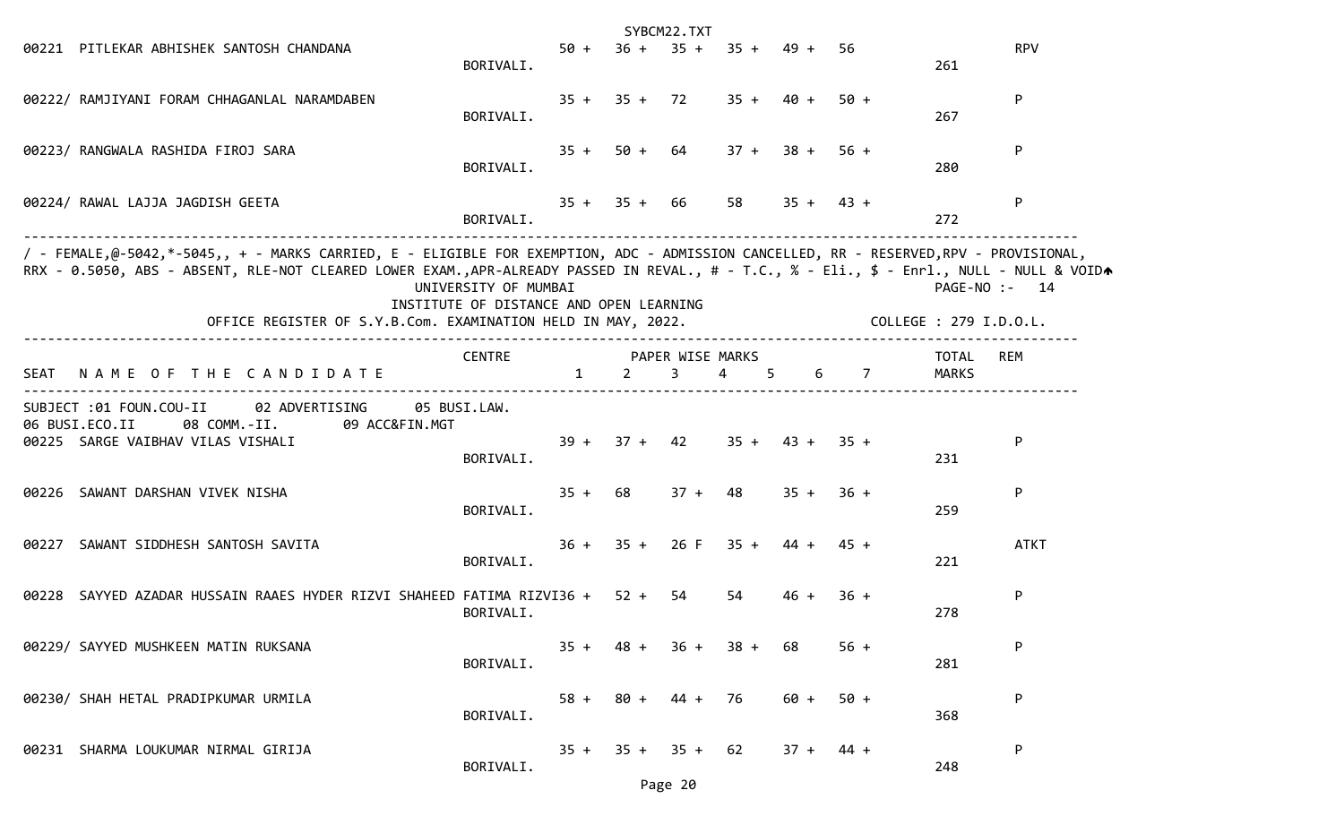| SEAT | NAME OF THE CANDIDATE | CENTRE | 1 | 2 | 3 | 4 | 5 | 6 | 7 | TOTAL MARKS | REM |
|---|---|---|---|---|---|---|---|---|---|---|---|
| 00221 | PITLEKAR ABHISHEK SANTOSH CHANDANA | BORIVALI. | 50 + | 36 + | 35 + | 35 + | 49 + | 56 | | 261 | RPV |
| 00222/ | RAMJIYANI FORAM CHHAGANLAL NARAMDABEN | BORIVALI. | 35 + | 35 + | 72 | 35 + | 40 + | 50 + | | 267 | P |
| 00223/ | RANGWALA RASHIDA FIROJ SARA | BORIVALI. | 35 + | 50 + | 64 | 37 + | 38 + | 56 + | | 280 | P |
| 00224/ | RAWAL LAJJA JAGDISH GEETA | BORIVALI. | 35 + | 35 + | 66 | 58 | 35 + | 43 + | | 272 | P |

/ - FEMALE,@-5042,*-5045,, + - MARKS CARRIED, E - ELIGIBLE FOR EXEMPTION, ADC - ADMISSION CANCELLED, RR - RESERVED,RPV - PROVISIONAL,
RRX - 0.5050, ABS - ABSENT, RLE-NOT CLEARED LOWER EXAM.,APR-ALREADY PASSED IN REVAL., # - T.C., % - Eli., $ - Enrl., NULL - NULL & VOID

UNIVERSITY OF MUMBAI
INSTITUTE OF DISTANCE AND OPEN LEARNING
OFFICE REGISTER OF S.Y.B.Com. EXAMINATION HELD IN MAY, 2022.

PAGE-NO :- 14
COLLEGE : 279 I.D.O.L.

SUBJECT :01 FOUN.COU-II 02 ADVERTISING 05 BUSI.LAW.
06 BUSI.ECO.II 08 COMM.-II. 09 ACC&FIN.MGT

| SEAT | NAME OF THE CANDIDATE | CENTRE | 1 | 2 | 3 | 4 | 5 | 6 | 7 | TOTAL MARKS | REM |
|---|---|---|---|---|---|---|---|---|---|---|---|
| 00225 | SARGE VAIBHAV VILAS VISHALI | BORIVALI. | 39 + | 37 + | 42 | 35 + | 43 + | 35 + | | 231 | P |
| 00226 | SAWANT DARSHAN VIVEK NISHA | BORIVALI. | 35 + | 68 | 37 + | 48 | 35 + | 36 + | | 259 | P |
| 00227 | SAWANT SIDDHESH SANTOSH SAVITA | BORIVALI. | 36 + | 35 + | 26 F | 35 + | 44 + | 45 + | | 221 | ATKT |
| 00228 | SAYYED AZADAR HUSSAIN RAAES HYDER RIZVI SHAHEED FATIMA RIZVI | BORIVALI. | 36 + | 52 + | 54 | 54 | 46 + | 36 + | | 278 | P |
| 00229/ | SAYYED MUSHKEEN MATIN RUKSANA | BORIVALI. | 35 + | 48 + | 36 + | 38 + | 68 | 56 + | | 281 | P |
| 00230/ | SHAH HETAL PRADIPKUMAR URMILA | BORIVALI. | 58 + | 80 + | 44 + | 76 | 60 + | 50 + | | 368 | P |
| 00231 | SHARMA LOUKUMAR NIRMAL GIRIJA | BORIVALI. | 35 + | 35 + | 35 + | 62 | 37 + | 44 + | | 248 | P |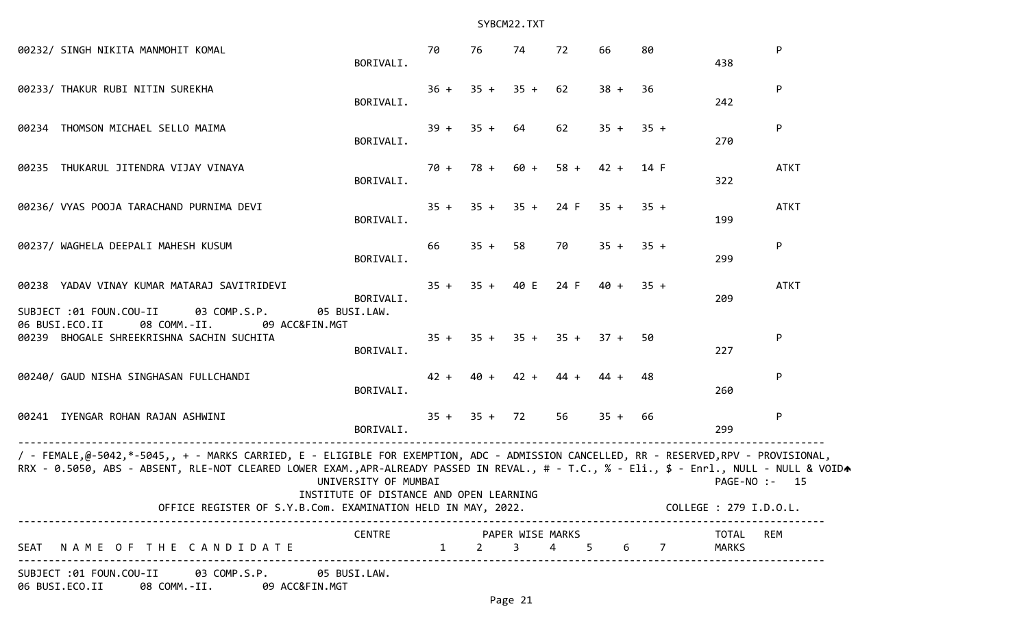| SEAT | NAME OF THE CANDIDATE | CENTRE | 1 | 2 | 3 | 4 | 5 | 6 | 7 | TOTAL MARKS | REM |
|---|---|---|---|---|---|---|---|---|---|---|---|
| 00232/ | SINGH NIKITA MANMOHIT KOMAL | BORIVALI. | 70 | 76 | 74 | 72 | 66 | 80 | | 438 | P |
| 00233/ | THAKUR RUBI NITIN SUREKHA | BORIVALI. | 36 + | 35 + | 35 + | 62 | 38 + | 36 | | 242 | P |
| 00234 | THOMSON MICHAEL SELLO MAIMA | BORIVALI. | 39 + | 35 + | 64 | 62 | 35 + | 35 + | | 270 | P |
| 00235 | THUKARUL JITENDRA VIJAY VINAYA | BORIVALI. | 70 + | 78 + | 60 + | 58 + | 42 + | 14 F | | 322 | ATKT |
| 00236/ | VYAS POOJA TARACHAND PURNIMA DEVI | BORIVALI. | 35 + | 35 + | 35 + | 24 F | 35 + | 35 + | | 199 | ATKT |
| 00237/ | WAGHELA DEEPALI MAHESH KUSUM | BORIVALI. | 66 | 35 + | 58 | 70 | 35 + | 35 + | | 299 | P |
| 00238 | YADAV VINAY KUMAR MATARAJ SAVITRIDEVI | BORIVALI. | 35 + | 35 + | 40 E | 24 F | 40 + | 35 + | | 209 | ATKT |

SUBJECT :01 FOUN.COU-II 03 COMP.S.P. 05 BUSI.LAW.
06 BUSI.ECO.II 08 COMM.-II. 09 ACC&FIN.MGT

| SEAT | NAME OF THE CANDIDATE | CENTRE | 1 | 2 | 3 | 4 | 5 | 6 | 7 | TOTAL MARKS | REM |
|---|---|---|---|---|---|---|---|---|---|---|---|
| 00239 | BHOGALE SHREEKRISHNA SACHIN SUCHITA | BORIVALI. | 35 + | 35 + | 35 + | 35 + | 37 + | 50 | | 227 | P |
| 00240/ | GAUD NISHA SINGHASAN FULLCHANDI | BORIVALI. | 42 + | 40 + | 42 + | 44 + | 44 + | 48 | | 260 | P |
| 00241 | IYENGAR ROHAN RAJAN ASHWINI | BORIVALI. | 35 + | 35 + | 72 | 56 | 35 + | 66 | | 299 | P |

/ - FEMALE,@-5042,*-5045,, + - MARKS CARRIED, E - ELIGIBLE FOR EXEMPTION, ADC - ADMISSION CANCELLED, RR - RESERVED,RPV - PROVISIONAL, RRX - 0.5050, ABS - ABSENT, RLE-NOT CLEARED LOWER EXAM.,APR-ALREADY PASSED IN REVAL., # - T.C., % - Eli., $ - Enrl., NULL - NULL & VOID

UNIVERSITY OF MUMBAI
INSTITUTE OF DISTANCE AND OPEN LEARNING
OFFICE REGISTER OF S.Y.B.Com. EXAMINATION HELD IN MAY, 2022.

PAGE-NO :- 15
COLLEGE : 279 I.D.O.L.

| SEAT | NAME OF THE CANDIDATE | CENTRE | PAPER WISE MARKS 1 | 2 | 3 | 4 | 5 | 6 | 7 | TOTAL MARKS | REM |
|---|---|---|---|---|---|---|---|---|---|---|---|

SUBJECT :01 FOUN.COU-II 03 COMP.S.P. 05 BUSI.LAW.
06 BUSI.ECO.II 08 COMM.-II. 09 ACC&FIN.MGT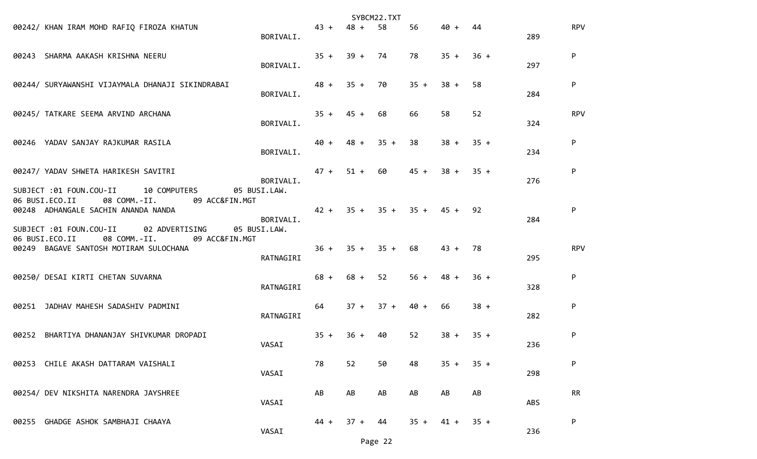00242/ KHAN IRAM MOHD RAFIQ FIROZA KHATUN BORIVALI. 43 + 48 + 58 56 40 + 44 289 RPV

00243 SHARMA AAKASH KRISHNA NEERU BORIVALI. 35 + 39 + 74 78 35 + 36 + 297 P

00244/ SURYAWANSHI VIJAYMALA DHANAJI SIKINDRABAI BORIVALI. 48 + 35 + 70 35 + 38 + 58 284 P

00245/ TATKARE SEEMA ARVIND ARCHANA BORIVALI. 35 + 45 + 68 66 58 52 324 RPV

00246 YADAV SANJAY RAJKUMAR RASILA BORIVALI. 40 + 48 + 35 + 38 38 + 35 + 234 P

00247/ YADAV SHWETA HARIKESH SAVITRI BORIVALI. 47 + 51 + 60 45 + 38 + 35 + 276 P

SUBJECT :01 FOUN.COU-II 10 COMPUTERS 05 BUSI.LAW.
06 BUSI.ECO.II 08 COMM.-II. 09 ACC&FIN.MGT

00248 ADHANGALE SACHIN ANANDA NANDA BORIVALI. 42 + 35 + 35 + 35 + 45 + 92 284 P

SUBJECT :01 FOUN.COU-II 02 ADVERTISING 05 BUSI.LAW.
06 BUSI.ECO.II 08 COMM.-II. 09 ACC&FIN.MGT

00249 BAGAVE SANTOSH MOTIRAM SULOCHANA RATNAGIRI 36 + 35 + 35 + 68 43 + 78 295 RPV

00250/ DESAI KIRTI CHETAN SUVARNA RATNAGIRI 68 + 68 + 52 56 + 48 + 36 + 328 P

00251 JADHAV MAHESH SADASHIV PADMINI RATNAGIRI 64 37 + 37 + 40 + 66 38 + 282 P

00252 BHARTIYA DHANANJAY SHIVKUMAR DROPADI VASAI 35 + 36 + 40 52 38 + 35 + 236 P

00253 CHILE AKASH DATTARAM VAISHALI VASAI 78 52 50 48 35 + 35 + 298 P

00254/ DEV NIKSHITA NARENDRA JAYSHREE VASAI AB AB AB AB AB AB ABS RR

00255 GHADGE ASHOK SAMBHAJI CHAAYA VASAI 44 + 37 + 44 35 + 41 + 35 + 236 P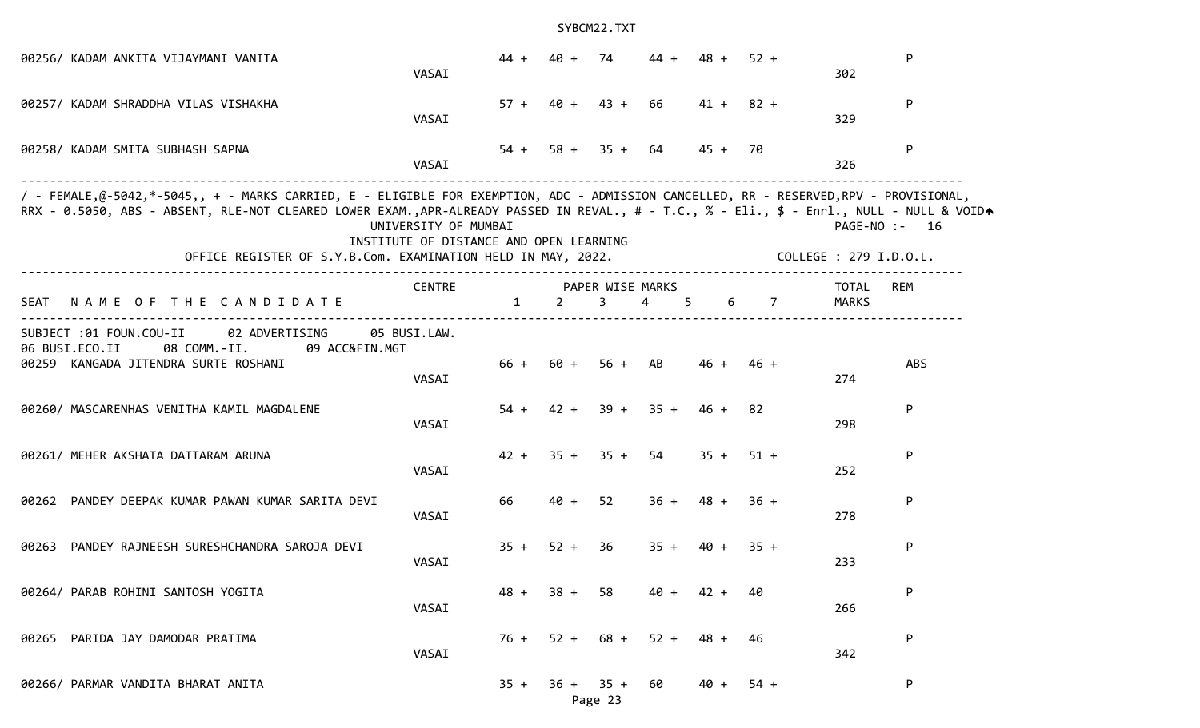| SEAT | NAME OF THE CANDIDATE | CENTRE | 1 | 2 | 3 | 4 | 5 | 6 | 7 | TOTAL MARKS | REM |
|---|---|---|---|---|---|---|---|---|---|---|---|
| 00256/ | KADAM ANKITA VIJAYMANI VANITA | VASAI | 44 + | 40 + | 74 | 44 + | 48 + | 52 + | | 302 | P |
| 00257/ | KADAM SHRADDHA VILAS VISHAKHA | VASAI | 57 + | 40 + | 43 + | 66 | 41 + | 82 + | | 329 | P |
| 00258/ | KADAM SMITA SUBHASH SAPNA | VASAI | 54 + | 58 + | 35 + | 64 | 45 + | 70 | | 326 | P |

/ - FEMALE,@-5042,*-5045,, + - MARKS CARRIED, E - ELIGIBLE FOR EXEMPTION, ADC - ADMISSION CANCELLED, RR - RESERVED,RPV - PROVISIONAL, RRX - 0.5050, ABS - ABSENT, RLE-NOT CLEARED LOWER EXAM.,APR-ALREADY PASSED IN REVAL., # - T.C., % - Eli., $ - Enrl., NULL - NULL & VOID

UNIVERSITY OF MUMBAI

INSTITUTE OF DISTANCE AND OPEN LEARNING

PAGE-NO :- 16

OFFICE REGISTER OF S.Y.B.Com. EXAMINATION HELD IN MAY, 2022.

COLLEGE : 279 I.D.O.L.

SUBJECT :01 FOUN.COU-II 02 ADVERTISING 05 BUSI.LAW. 06 BUSI.ECO.II 08 COMM.-II. 09 ACC&FIN.MGT

| SEAT | NAME OF THE CANDIDATE | CENTRE | PAPER WISE MARKS 1 | 2 | 3 | 4 | 5 | 6 | 7 | TOTAL MARKS | REM |
|---|---|---|---|---|---|---|---|---|---|---|---|
| 00259 | KANGADA JITENDRA SURTE ROSHANI | VASAI | 66 + | 60 + | 56 + | AB | 46 + | 46 + | | 274 | ABS |
| 00260/ | MASCARENHAS VENITHA KAMIL MAGDALENE | VASAI | 54 + | 42 + | 39 + | 35 + | 46 + | 82 | | 298 | P |
| 00261/ | MEHER AKSHATA DATTARAM ARUNA | VASAI | 42 + | 35 + | 35 + | 54 | 35 + | 51 + | | 252 | P |
| 00262 | PANDEY DEEPAK KUMAR PAWAN KUMAR SARITA DEVI | VASAI | 66 | 40 + | 52 | 36 + | 48 + | 36 + | | 278 | P |
| 00263 | PANDEY RAJNEESH SURESHCHANDRA SAROJA DEVI | VASAI | 35 + | 52 + | 36 | 35 + | 40 + | 35 + | | 233 | P |
| 00264/ | PARAB ROHINI SANTOSH YOGITA | VASAI | 48 + | 38 + | 58 | 40 + | 42 + | 40 | | 266 | P |
| 00265 | PARIDA JAY DAMODAR PRATIMA | VASAI | 76 + | 52 + | 68 + | 52 + | 48 + | 46 | | 342 | P |
| 00266/ | PARMAR VANDITA BHARAT ANITA | | 35 + | 36 + | 35 + | 60 | 40 + | 54 + | | | P |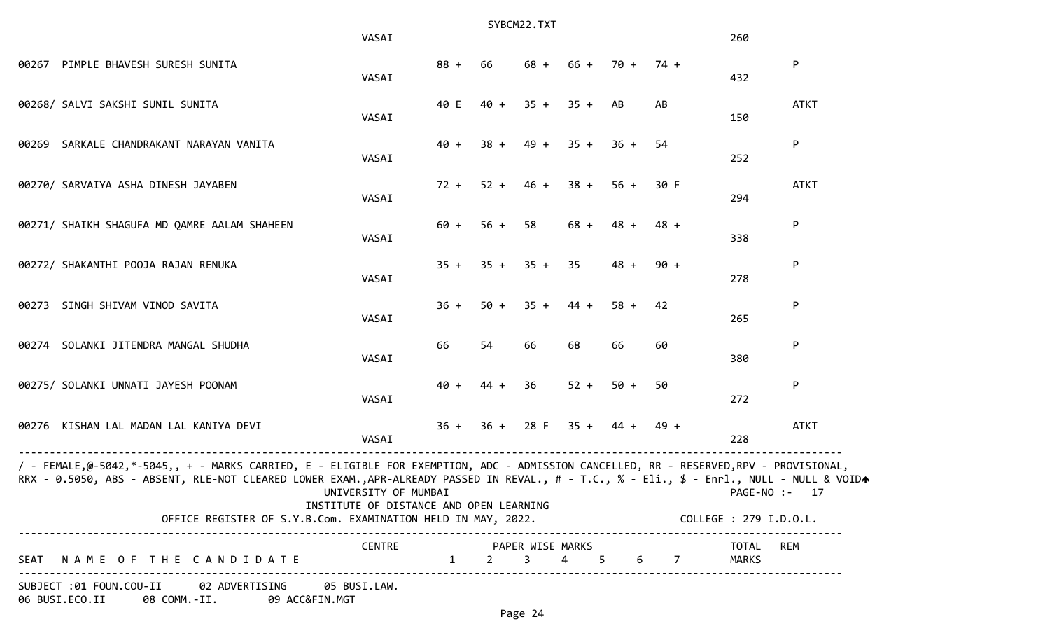| SEAT | NAME OF THE CANDIDATE | CENTRE | 1 | 2 | 3 | 4 | 5 | 6 | 7 | TOTAL MARKS | REM |
|---|---|---|---|---|---|---|---|---|---|---|---|
| | | VASAI | | | | | | | | 260 | |
| 00267 | PIMPLE BHAVESH SURESH SUNITA | VASAI | 88 + | 66 | 68 + | 66 + | 70 + | 74 + | | 432 | P |
| 00268/ | SALVI SAKSHI SUNIL SUNITA | VASAI | 40 E | 40 + | 35 + | 35 + | AB | AB | | 150 | ATKT |
| 00269 | SARKALE CHANDRAKANT NARAYAN VANITA | VASAI | 40 + | 38 + | 49 + | 35 + | 36 + | 54 | | 252 | P |
| 00270/ | SARVAIYA ASHA DINESH JAYABEN | VASAI | 72 + | 52 + | 46 + | 38 + | 56 + | 30 F | | 294 | ATKT |
| 00271/ | SHAIKH SHAGUFA MD QAMRE AALAM SHAHEEN | VASAI | 60 + | 56 + | 58 | 68 + | 48 + | 48 + | | 338 | P |
| 00272/ | SHAKANTHI POOJA RAJAN RENUKA | VASAI | 35 + | 35 + | 35 + | 35 | 48 + | 90 + | | 278 | P |
| 00273 | SINGH SHIVAM VINOD SAVITA | VASAI | 36 + | 50 + | 35 + | 44 + | 58 + | 42 | | 265 | P |
| 00274 | SOLANKI JITENDRA MANGAL SHUDHA | VASAI | 66 | 54 | 66 | 68 | 66 | 60 | | 380 | P |
| 00275/ | SOLANKI UNNATI JAYESH POONAM | VASAI | 40 + | 44 + | 36 | 52 + | 50 + | 50 | | 272 | P |
| 00276 | KISHAN LAL MADAN LAL KANIYA DEVI | VASAI | 36 + | 36 + | 28 F | 35 + | 44 + | 49 + | | 228 | ATKT |

/ - FEMALE,@-5042,*-5045,, + - MARKS CARRIED, E - ELIGIBLE FOR EXEMPTION, ADC - ADMISSION CANCELLED, RR - RESERVED,RPV - PROVISIONAL, RRX - 0.5050, ABS - ABSENT, RLE-NOT CLEARED LOWER EXAM.,APR-ALREADY PASSED IN REVAL., # - T.C., % - Eli., $ - Enrl., NULL - NULL & VOID

UNIVERSITY OF MUMBAI

PAGE-NO :- 17

INSTITUTE OF DISTANCE AND OPEN LEARNING

OFFICE REGISTER OF S.Y.B.Com. EXAMINATION HELD IN MAY, 2022.

COLLEGE : 279 I.D.O.L.

| SEAT | NAME OF THE CANDIDATE | CENTRE | PAPER WISE MARKS 1 | 2 | 3 | 4 | 5 | 6 | 7 | TOTAL MARKS | REM |
|---|---|---|---|---|---|---|---|---|---|---|---|

SUBJECT :01 FOUN.COU-II 02 ADVERTISING 05 BUSI.LAW. 06 BUSI.ECO.II 08 COMM.-II. 09 ACC&FIN.MGT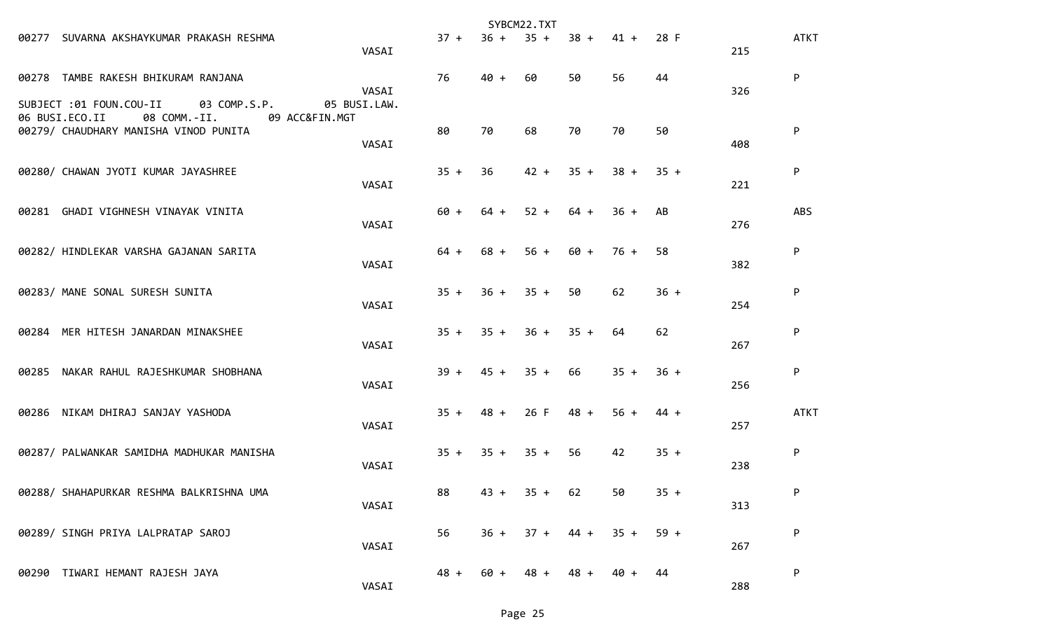| Seat No. | Name | Centre | | | | | | | Total | Result |
|---|---|---|---|---|---|---|---|---|---|---|
| 00277 | SUVARNA AKSHAYKUMAR PRAKASH RESHMA | VASAI | 37 + | 36 + | 35 + | 38 + | 41 + | 28 F | 215 | ATKT |
| 00278 | TAMBE RAKESH BHIKURAM RANJANA | VASAI | 76 | 40 + | 60 | 50 | 56 | 44 | 326 | P |

SUBJECT :01 FOUN.COU-II 03 COMP.S.P. 05 BUSI.LAW.
06 BUSI.ECO.II 08 COMM.-II. 09 ACC&FIN.MGT

| Seat No. | Name | Centre | 01 | 03 | 05 | 06 | 08 | 09 | Total | Result |
|---|---|---|---|---|---|---|---|---|---|---|
| 00279/ | CHAUDHARY MANISHA VINOD PUNITA | VASAI | 80 | 70 | 68 | 70 | 70 | 50 | 408 | P |
| 00280/ | CHAWAN JYOTI KUMAR JAYASHREE | VASAI | 35 + | 36 | 42 + | 35 + | 38 + | 35 + | 221 | P |
| 00281 | GHADI VIGHNESH VINAYAK VINITA | VASAI | 60 + | 64 + | 52 + | 64 + | 36 + | AB | 276 | ABS |
| 00282/ | HINDLEKAR VARSHA GAJANAN SARITA | VASAI | 64 + | 68 + | 56 + | 60 + | 76 + | 58 | 382 | P |
| 00283/ | MANE SONAL SURESH SUNITA | VASAI | 35 + | 36 + | 35 + | 50 | 62 | 36 + | 254 | P |
| 00284 | MER HITESH JANARDAN MINAKSHEE | VASAI | 35 + | 35 + | 36 + | 35 + | 64 | 62 | 267 | P |
| 00285 | NAKAR RAHUL RAJESHKUMAR SHOBHANA | VASAI | 39 + | 45 + | 35 + | 66 | 35 + | 36 + | 256 | P |
| 00286 | NIKAM DHIRAJ SANJAY YASHODA | VASAI | 35 + | 48 + | 26 F | 48 + | 56 + | 44 + | 257 | ATKT |
| 00287/ | PALWANKAR SAMIDHA MADHUKAR MANISHA | VASAI | 35 + | 35 + | 35 + | 56 | 42 | 35 + | 238 | P |
| 00288/ | SHAHAPURKAR RESHMA BALKRISHNA UMA | VASAI | 88 | 43 + | 35 + | 62 | 50 | 35 + | 313 | P |
| 00289/ | SINGH PRIYA LALPRATAP SAROJ | VASAI | 56 | 36 + | 37 + | 44 + | 35 + | 59 + | 267 | P |
| 00290 | TIWARI HEMANT RAJESH JAYA | VASAI | 48 + | 60 + | 48 + | 48 + | 40 + | 44 | 288 | P |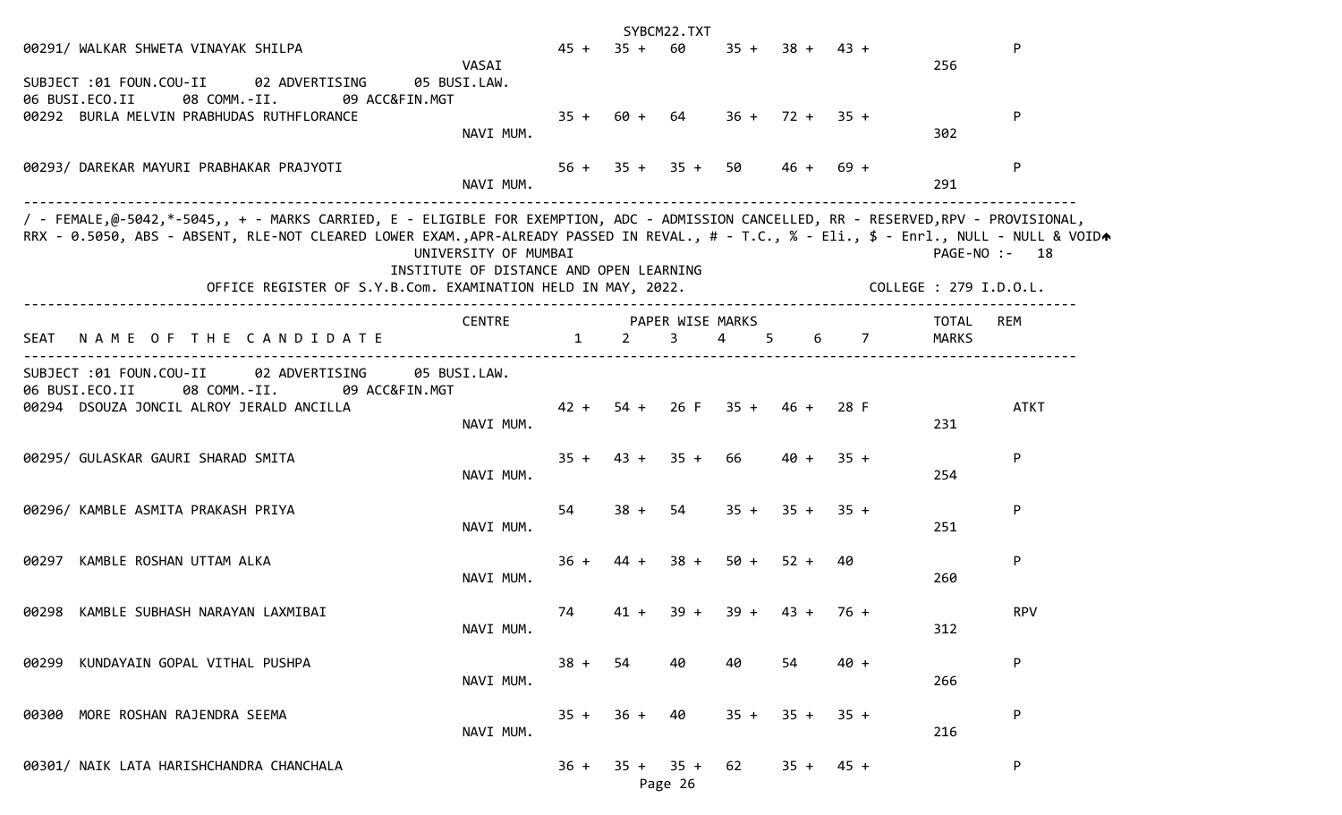| SEAT | NAME OF THE CANDIDATE | CENTRE | 1 | 2 | 3 | 4 | 5 | 6 | 7 | TOTAL MARKS | REM |
|---|---|---|---|---|---|---|---|---|---|---|---|
| 00291/ | WALKAR SHWETA VINAYAK SHILPA | VASAI | 45 + | 35 + | 60 | 35 + | 38 + | 43 + | | 256 | P |

SUBJECT :01 FOUN.COU-II 02 ADVERTISING 05 BUSI.LAW. 06 BUSI.ECO.II 08 COMM.-II. 09 ACC&FIN.MGT

| SEAT | NAME OF THE CANDIDATE | CENTRE | 1 | 2 | 3 | 4 | 5 | 6 | 7 | TOTAL MARKS | REM |
|---|---|---|---|---|---|---|---|---|---|---|---|
| 00292 | BURLA MELVIN PRABHUDAS RUTHFLORANCE | NAVI MUM. | 35 + | 60 + | 64 | 36 + | 72 + | 35 + | | 302 | P |
| 00293/ | DAREKAR MAYURI PRABHAKAR PRAJYOTI | NAVI MUM. | 56 + | 35 + | 35 + | 50 | 46 + | 69 + | | 291 | P |

/ - FEMALE,@-5042,*-5045,, + - MARKS CARRIED, E - ELIGIBLE FOR EXEMPTION, ADC - ADMISSION CANCELLED, RR - RESERVED,RPV - PROVISIONAL, RRX - 0.5050, ABS - ABSENT, RLE-NOT CLEARED LOWER EXAM.,APR-ALREADY PASSED IN REVAL., # - T.C., % - Eli., $ - Enrl., NULL - NULL & VOID

PAGE-NO :- 18

UNIVERSITY OF MUMBAI

INSTITUTE OF DISTANCE AND OPEN LEARNING

OFFICE REGISTER OF S.Y.B.Com. EXAMINATION HELD IN MAY, 2022. COLLEGE : 279 I.D.O.L.

SUBJECT :01 FOUN.COU-II 02 ADVERTISING 05 BUSI.LAW. 06 BUSI.ECO.II 08 COMM.-II. 09 ACC&FIN.MGT

| SEAT | NAME OF THE CANDIDATE | CENTRE | 1 | 2 | 3 | 4 | 5 | 6 | 7 | TOTAL MARKS | REM |
|---|---|---|---|---|---|---|---|---|---|---|---|
| 00294 | DSOUZA JONCIL ALROY JERALD ANCILLA | NAVI MUM. | 42 + | 54 + | 26 F | 35 + | 46 + | 28 F | | 231 | ATKT |
| 00295/ | GULASKAR GAURI SHARAD SMITA | NAVI MUM. | 35 + | 43 + | 35 + | 66 | 40 + | 35 + | | 254 | P |
| 00296/ | KAMBLE ASMITA PRAKASH PRIYA | NAVI MUM. | 54 | 38 + | 54 | 35 + | 35 + | 35 + | | 251 | P |
| 00297 | KAMBLE ROSHAN UTTAM ALKA | NAVI MUM. | 36 + | 44 + | 38 + | 50 + | 52 + | 40 | | 260 | P |
| 00298 | KAMBLE SUBHASH NARAYAN LAXMIBAI | NAVI MUM. | 74 | 41 + | 39 + | 39 + | 43 + | 76 + | | 312 | RPV |
| 00299 | KUNDAYAIN GOPAL VITHAL PUSHPA | NAVI MUM. | 38 + | 54 | 40 | 40 | 54 | 40 + | | 266 | P |
| 00300 | MORE ROSHAN RAJENDRA SEEMA | NAVI MUM. | 35 + | 36 + | 40 | 35 + | 35 + | 35 + | | 216 | P |
| 00301/ | NAIK LATA HARISHCHANDRA CHANCHALA | | 36 + | 35 + | 35 + | 62 | 35 + | 45 + | | | P |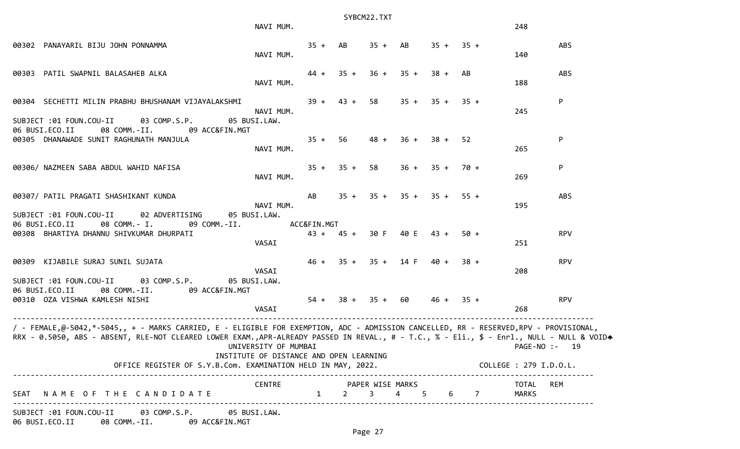| SEAT | NAME OF THE CANDIDATE | CENTRE | 1 | 2 | 3 | 4 | 5 | 6 | 7 | TOTAL MARKS | REM |
|---|---|---|---|---|---|---|---|---|---|---|---|
| | | NAVI MUM. | | | | | | | | 248 | |
| 00302 | PANAYARIL BIJU JOHN PONNAMMA | NAVI MUM. | 35 + | AB | 35 + | AB | 35 + | 35 + | | 140 | ABS |
| 00303 | PATIL SWAPNIL BALASAHEB ALKA | NAVI MUM. | 44 + | 35 + | 36 + | 35 + | 38 + | AB | | 188 | ABS |
| 00304 | SECHETTI MILIN PRABHU BHUSHANAM VIJAYALAKSHMI | NAVI MUM. | 39 + | 43 + | 58 | 35 + | 35 + | 35 + | | 245 | P |

SUBJECT :01 FOUN.COU-II 03 COMP.S.P. 05 BUSI.LAW.
06 BUSI.ECO.II 08 COMM.-II. 09 ACC&FIN.MGT

| SEAT | NAME OF THE CANDIDATE | CENTRE | 1 | 2 | 3 | 4 | 5 | 6 | 7 | TOTAL MARKS | REM |
|---|---|---|---|---|---|---|---|---|---|---|---|
| 00305 | DHANAWADE SUNIT RAGHUNATH MANJULA | NAVI MUM. | 35 + | 56 | 48 + | 36 + | 38 + | 52 | | 265 | P |
| 00306/ | NAZMEEN SABA ABDUL WAHID NAFISA | NAVI MUM. | 35 + | 35 + | 58 | 36 + | 35 + | 70 + | | 269 | P |
| 00307/ | PATIL PRAGATI SHASHIKANT KUNDA | NAVI MUM. | AB | 35 + | 35 + | 35 + | 35 + | 55 + | | 195 | ABS |

SUBJECT :01 FOUN.COU-II 02 ADVERTISING 05 BUSI.LAW.
06 BUSI.ECO.II 08 COMM.- I. 09 COMM.-II. ACC&FIN.MGT

| SEAT | NAME OF THE CANDIDATE | CENTRE | 1 | 2 | 3 | 4 | 5 | 6 | 7 | TOTAL MARKS | REM |
|---|---|---|---|---|---|---|---|---|---|---|---|
| 00308 | BHARTIYA DHANNU SHIVKUMAR DHURPATI | VASAI | 43 + | 45 + | 30 F | 40 E | 43 + | 50 + | | 251 | RPV |
| 00309 | KIJABILE SURAJ SUNIL SUJATA | VASAI | 46 + | 35 + | 35 + | 14 F | 40 + | 38 + | | 208 | RPV |

SUBJECT :01 FOUN.COU-II 03 COMP.S.P. 05 BUSI.LAW.
06 BUSI.ECO.II 08 COMM.-II. 09 ACC&FIN.MGT

| SEAT | NAME OF THE CANDIDATE | CENTRE | 1 | 2 | 3 | 4 | 5 | 6 | 7 | TOTAL MARKS | REM |
|---|---|---|---|---|---|---|---|---|---|---|---|
| 00310 | OZA VISHWA KAMLESH NISHI | VASAI | 54 + | 38 + | 35 + | 60 | 46 + | 35 + | | 268 | RPV |

/ - FEMALE,@-5042,*-5045,, + - MARKS CARRIED, E - ELIGIBLE FOR EXEMPTION, ADC - ADMISSION CANCELLED, RR - RESERVED,RPV - PROVISIONAL, RRX - 0.5050, ABS - ABSENT, RLE-NOT CLEARED LOWER EXAM.,APR-ALREADY PASSED IN REVAL., # - T.C., % - Eli., $ - Enrl., NULL - NULL & VOID

UNIVERSITY OF MUMBAI
INSTITUTE OF DISTANCE AND OPEN LEARNING
OFFICE REGISTER OF S.Y.B.Com. EXAMINATION HELD IN MAY, 2022.

PAGE-NO :- 19
COLLEGE : 279 I.D.O.L.

| SEAT | NAME OF THE CANDIDATE | CENTRE | PAPER WISE MARKS 1 | 2 | 3 | 4 | 5 | 6 | 7 | TOTAL MARKS | REM |
|---|---|---|---|---|---|---|---|---|---|---|---|

SUBJECT :01 FOUN.COU-II 03 COMP.S.P. 05 BUSI.LAW.
06 BUSI.ECO.II 08 COMM.-II. 09 ACC&FIN.MGT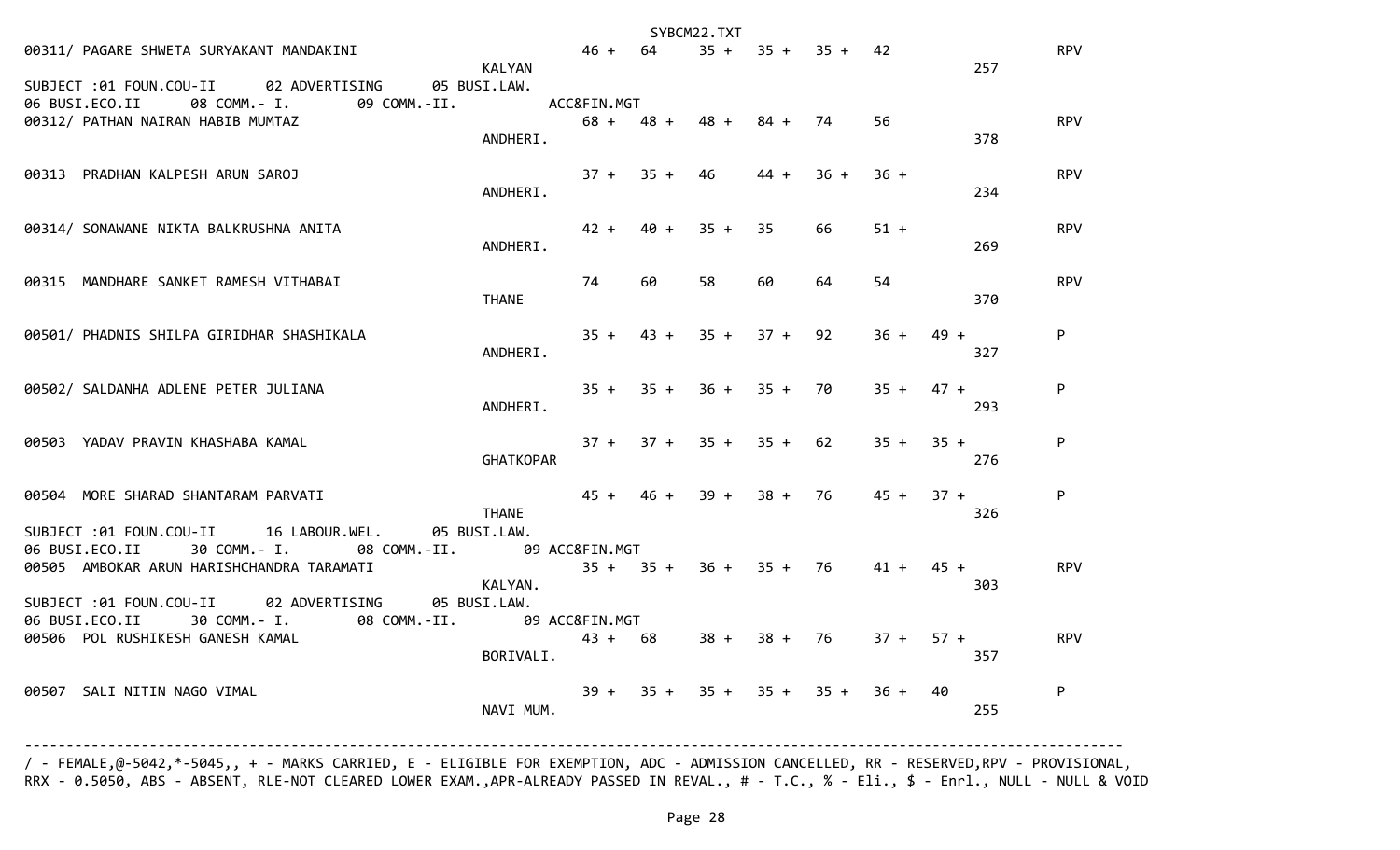```
00311/ PAGARE SHWETA SURYAKANT MANDAKINI                       46 +   64     35 +   35 +   35 +   42                  RPV
                                                    KALYAN                                                      257
SUBJECT :01 FOUN.COU-II      02 ADVERTISING      05 BUSI.LAW.
06 BUSI.ECO.II      08 COMM.- I.       09 COMM.-II.          ACC&FIN.MGT
00312/ PATHAN NAIRAN HABIB MUMTAZ                              68 +   48 +   48 +   84 +   74     56                  RPV
                                                    ANDHERI.                                                    378

00313  PRADHAN KALPESH ARUN SAROJ                              37 +   35 +   46     44 +   36 +   36 +                RPV
                                                    ANDHERI.                                                    234

00314/ SONAWANE NIKTA BALKRUSHNA ANITA                         42 +   40 +   35 +   35     66     51 +                RPV
                                                    ANDHERI.                                                    269

00315  MANDHARE SANKET RAMESH VITHABAI                         74     60     58     60     64     54                  RPV
                                                    THANE                                                       370

00501/ PHADNIS SHILPA GIRIDHAR SHASHIKALA                      35 +   43 +   35 +   37 +   92     36 +   49 +         P
                                                    ANDHERI.                                                    327

00502/ SALDANHA ADLENE PETER JULIANA                           35 +   35 +   36 +   35 +   70     35 +   47 +         P
                                                    ANDHERI.                                                    293

00503  YADAV PRAVIN KHASHABA KAMAL                             37 +   37 +   35 +   35 +   62     35 +   35 +         P
                                                    GHATKOPAR                                                   276

00504  MORE SHARAD SHANTARAM PARVATI                           45 +   46 +   39 +   38 +   76     45 +   37 +         P
                                                    THANE                                                       326
SUBJECT :01 FOUN.COU-II      16 LABOUR.WEL.      05 BUSI.LAW.
06 BUSI.ECO.II      30 COMM.- I.       08 COMM.-II.       09 ACC&FIN.MGT
00505  AMBOKAR ARUN HARISHCHANDRA TARAMATI                     35 +   35 +   36 +   35 +   76     41 +   45 +         RPV
                                                    KALYAN.                                                     303
SUBJECT :01 FOUN.COU-II      02 ADVERTISING      05 BUSI.LAW.
06 BUSI.ECO.II      30 COMM.- I.       08 COMM.-II.       09 ACC&FIN.MGT
00506  POL RUSHIKESH GANESH KAMAL                              43 +   68     38 +   38 +   76     37 +   57 +         RPV
                                                    BORIVALI.                                                   357

00507  SALI NITIN NAGO VIMAL                                   39 +   35 +   35 +   35 +   35 +   36 +   40           P
                                                    NAVI MUM.                                                   255
```

---

/ - FEMALE,@-5042,*-5045,, + - MARKS CARRIED, E - ELIGIBLE FOR EXEMPTION, ADC - ADMISSION CANCELLED, RR - RESERVED,RPV - PROVISIONAL, RRX - 0.5050, ABS - ABSENT, RLE-NOT CLEARED LOWER EXAM.,APR-ALREADY PASSED IN REVAL., # - T.C., % - Eli., $ - Enrl., NULL - NULL & VOID